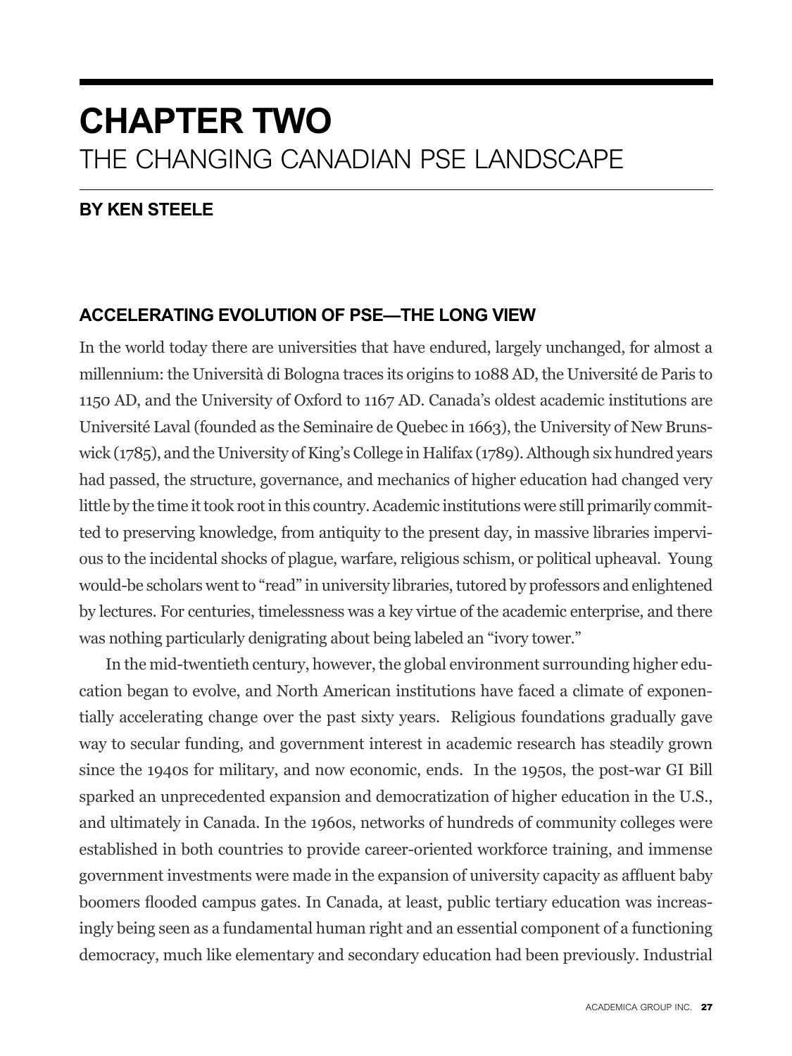# CHAPTER TWO
## THE CHANGING CANADIAN PSE LANDSCAPE

**BY KEN STEELE**

### ACCELERATING EVOLUTION OF PSE—THE LONG VIEW

In the world today there are universities that have endured, largely unchanged, for almost a millennium: the Università di Bologna traces its origins to 1088 AD, the Université de Paris to 1150 AD, and the University of Oxford to 1167 AD. Canada's oldest academic institutions are Université Laval (founded as the Seminaire de Quebec in 1663), the University of New Brunswick (1785), and the University of King's College in Halifax (1789). Although six hundred years had passed, the structure, governance, and mechanics of higher education had changed very little by the time it took root in this country. Academic institutions were still primarily committed to preserving knowledge, from antiquity to the present day, in massive libraries impervious to the incidental shocks of plague, warfare, religious schism, or political upheaval. Young would-be scholars went to "read" in university libraries, tutored by professors and enlightened by lectures. For centuries, timelessness was a key virtue of the academic enterprise, and there was nothing particularly denigrating about being labeled an "ivory tower."

In the mid-twentieth century, however, the global environment surrounding higher education began to evolve, and North American institutions have faced a climate of exponentially accelerating change over the past sixty years. Religious foundations gradually gave way to secular funding, and government interest in academic research has steadily grown since the 1940s for military, and now economic, ends. In the 1950s, the post-war GI Bill sparked an unprecedented expansion and democratization of higher education in the U.S., and ultimately in Canada. In the 1960s, networks of hundreds of community colleges were established in both countries to provide career-oriented workforce training, and immense government investments were made in the expansion of university capacity as affluent baby boomers flooded campus gates. In Canada, at least, public tertiary education was increasingly being seen as a fundamental human right and an essential component of a functioning democracy, much like elementary and secondary education had been previously. Industrial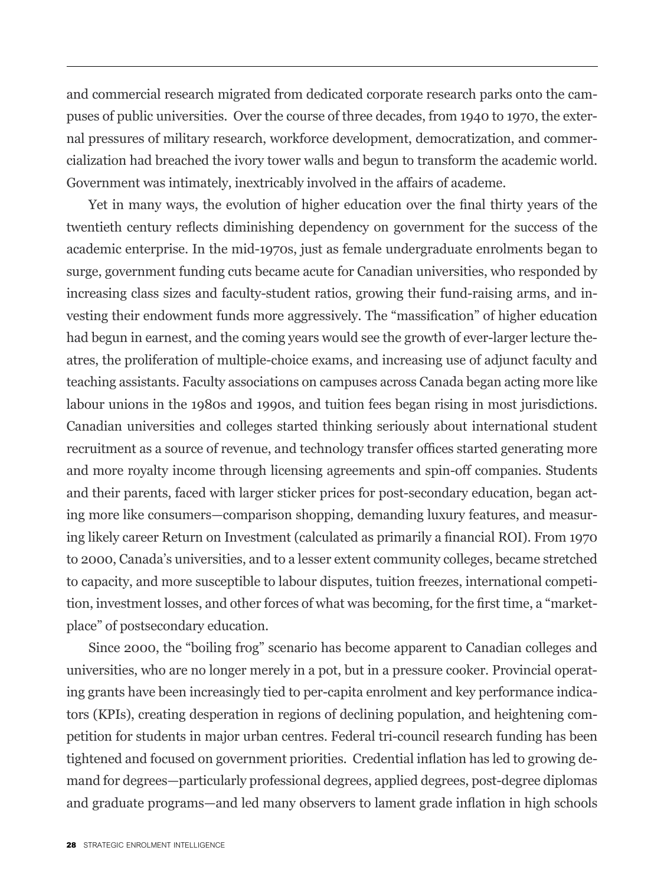and commercial research migrated from dedicated corporate research parks onto the campuses of public universities. Over the course of three decades, from 1940 to 1970, the external pressures of military research, workforce development, democratization, and commercialization had breached the ivory tower walls and begun to transform the academic world. Government was intimately, inextricably involved in the affairs of academe.

Yet in many ways, the evolution of higher education over the final thirty years of the twentieth century reflects diminishing dependency on government for the success of the academic enterprise. In the mid-1970s, just as female undergraduate enrolments began to surge, government funding cuts became acute for Canadian universities, who responded by increasing class sizes and faculty-student ratios, growing their fund-raising arms, and investing their endowment funds more aggressively. The "massification" of higher education had begun in earnest, and the coming years would see the growth of ever-larger lecture theatres, the proliferation of multiple-choice exams, and increasing use of adjunct faculty and teaching assistants. Faculty associations on campuses across Canada began acting more like labour unions in the 1980s and 1990s, and tuition fees began rising in most jurisdictions. Canadian universities and colleges started thinking seriously about international student recruitment as a source of revenue, and technology transfer offices started generating more and more royalty income through licensing agreements and spin-off companies. Students and their parents, faced with larger sticker prices for post-secondary education, began acting more like consumers—comparison shopping, demanding luxury features, and measuring likely career Return on Investment (calculated as primarily a financial ROI). From 1970 to 2000, Canada's universities, and to a lesser extent community colleges, became stretched to capacity, and more susceptible to labour disputes, tuition freezes, international competition, investment losses, and other forces of what was becoming, for the first time, a "marketplace" of postsecondary education.

Since 2000, the "boiling frog" scenario has become apparent to Canadian colleges and universities, who are no longer merely in a pot, but in a pressure cooker. Provincial operating grants have been increasingly tied to per-capita enrolment and key performance indicators (KPIs), creating desperation in regions of declining population, and heightening competition for students in major urban centres. Federal tri-council research funding has been tightened and focused on government priorities. Credential inflation has led to growing demand for degrees—particularly professional degrees, applied degrees, post-degree diplomas and graduate programs—and led many observers to lament grade inflation in high schools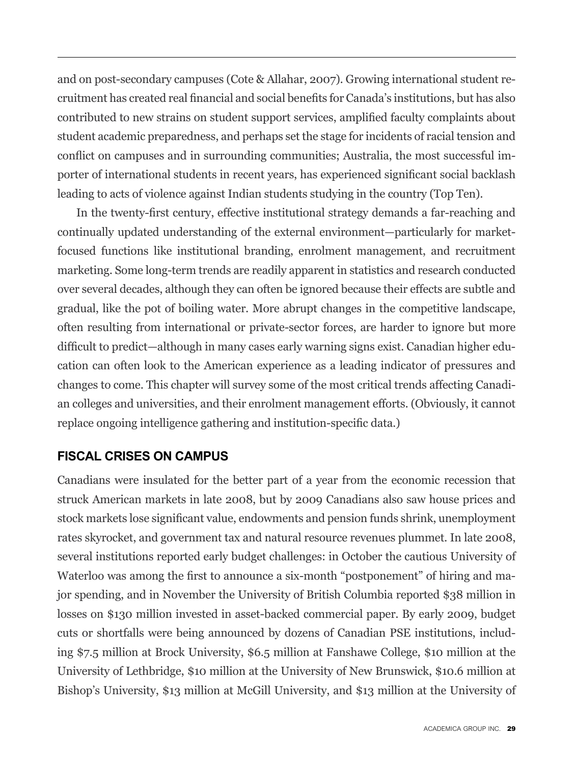and on post-secondary campuses (Cote & Allahar, 2007). Growing international student recruitment has created real financial and social benefits for Canada's institutions, but has also contributed to new strains on student support services, amplified faculty complaints about student academic preparedness, and perhaps set the stage for incidents of racial tension and conflict on campuses and in surrounding communities; Australia, the most successful importer of international students in recent years, has experienced significant social backlash leading to acts of violence against Indian students studying in the country (Top Ten).

In the twenty-first century, effective institutional strategy demands a far-reaching and continually updated understanding of the external environment—particularly for market-focused functions like institutional branding, enrolment management, and recruitment marketing. Some long-term trends are readily apparent in statistics and research conducted over several decades, although they can often be ignored because their effects are subtle and gradual, like the pot of boiling water. More abrupt changes in the competitive landscape, often resulting from international or private-sector forces, are harder to ignore but more difficult to predict—although in many cases early warning signs exist. Canadian higher education can often look to the American experience as a leading indicator of pressures and changes to come. This chapter will survey some of the most critical trends affecting Canadian colleges and universities, and their enrolment management efforts. (Obviously, it cannot replace ongoing intelligence gathering and institution-specific data.)

## FISCAL CRISES ON CAMPUS

Canadians were insulated for the better part of a year from the economic recession that struck American markets in late 2008, but by 2009 Canadians also saw house prices and stock markets lose significant value, endowments and pension funds shrink, unemployment rates skyrocket, and government tax and natural resource revenues plummet. In late 2008, several institutions reported early budget challenges: in October the cautious University of Waterloo was among the first to announce a six-month "postponement" of hiring and major spending, and in November the University of British Columbia reported $38 million in losses on $130 million invested in asset-backed commercial paper. By early 2009, budget cuts or shortfalls were being announced by dozens of Canadian PSE institutions, including $7.5 million at Brock University, $6.5 million at Fanshawe College, $10 million at the University of Lethbridge, $10 million at the University of New Brunswick, $10.6 million at Bishop's University, $13 million at McGill University, and $13 million at the University of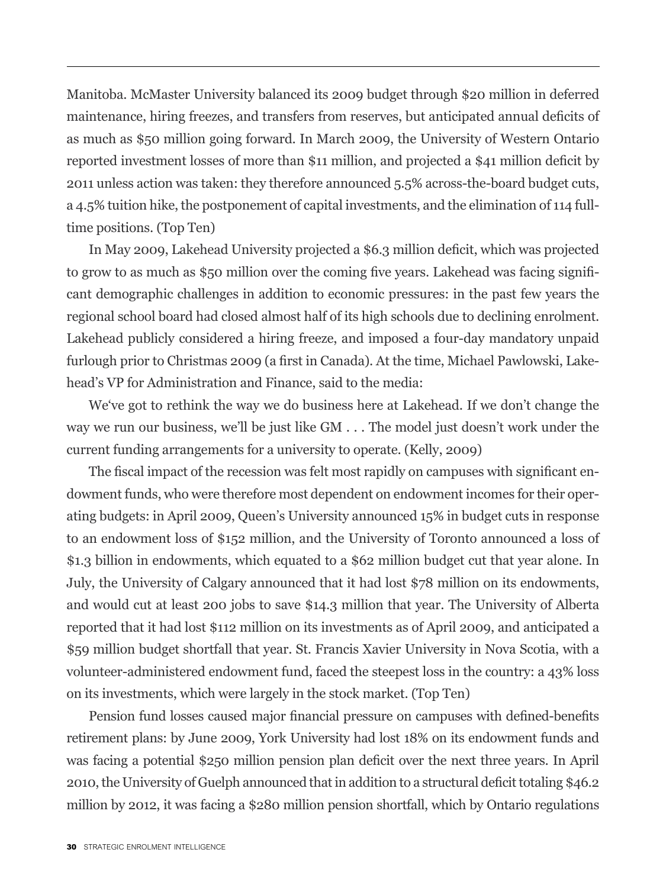Manitoba. McMaster University balanced its 2009 budget through $20 million in deferred maintenance, hiring freezes, and transfers from reserves, but anticipated annual deficits of as much as $50 million going forward. In March 2009, the University of Western Ontario reported investment losses of more than $11 million, and projected a $41 million deficit by 2011 unless action was taken: they therefore announced 5.5% across-the-board budget cuts, a 4.5% tuition hike, the postponement of capital investments, and the elimination of 114 full-time positions. (Top Ten)

In May 2009, Lakehead University projected a $6.3 million deficit, which was projected to grow to as much as $50 million over the coming five years. Lakehead was facing significant demographic challenges in addition to economic pressures: in the past few years the regional school board had closed almost half of its high schools due to declining enrolment. Lakehead publicly considered a hiring freeze, and imposed a four-day mandatory unpaid furlough prior to Christmas 2009 (a first in Canada). At the time, Michael Pawlowski, Lakehead's VP for Administration and Finance, said to the media:

We've got to rethink the way we do business here at Lakehead. If we don't change the way we run our business, we'll be just like GM . . . The model just doesn't work under the current funding arrangements for a university to operate. (Kelly, 2009)

The fiscal impact of the recession was felt most rapidly on campuses with significant endowment funds, who were therefore most dependent on endowment incomes for their operating budgets: in April 2009, Queen's University announced 15% in budget cuts in response to an endowment loss of $152 million, and the University of Toronto announced a loss of $1.3 billion in endowments, which equated to a $62 million budget cut that year alone. In July, the University of Calgary announced that it had lost $78 million on its endowments, and would cut at least 200 jobs to save $14.3 million that year. The University of Alberta reported that it had lost $112 million on its investments as of April 2009, and anticipated a $59 million budget shortfall that year. St. Francis Xavier University in Nova Scotia, with a volunteer-administered endowment fund, faced the steepest loss in the country: a 43% loss on its investments, which were largely in the stock market. (Top Ten)

Pension fund losses caused major financial pressure on campuses with defined-benefits retirement plans: by June 2009, York University had lost 18% on its endowment funds and was facing a potential $250 million pension plan deficit over the next three years. In April 2010, the University of Guelph announced that in addition to a structural deficit totaling $46.2 million by 2012, it was facing a $280 million pension shortfall, which by Ontario regulations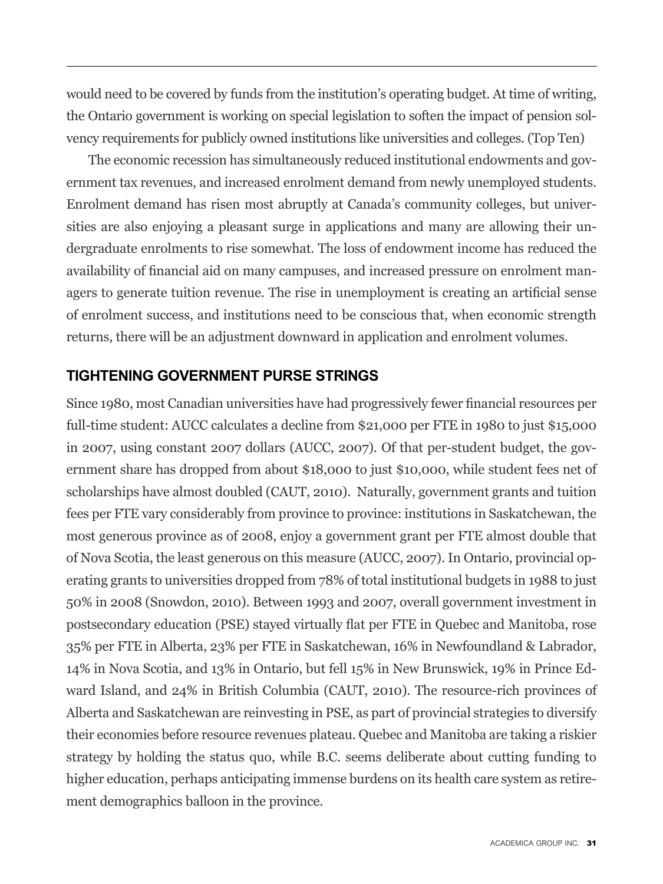would need to be covered by funds from the institution's operating budget. At time of writing, the Ontario government is working on special legislation to soften the impact of pension solvency requirements for publicly owned institutions like universities and colleges. (Top Ten)

The economic recession has simultaneously reduced institutional endowments and government tax revenues, and increased enrolment demand from newly unemployed students. Enrolment demand has risen most abruptly at Canada's community colleges, but universities are also enjoying a pleasant surge in applications and many are allowing their undergraduate enrolments to rise somewhat. The loss of endowment income has reduced the availability of financial aid on many campuses, and increased pressure on enrolment managers to generate tuition revenue. The rise in unemployment is creating an artificial sense of enrolment success, and institutions need to be conscious that, when economic strength returns, there will be an adjustment downward in application and enrolment volumes.

## TIGHTENING GOVERNMENT PURSE STRINGS

Since 1980, most Canadian universities have had progressively fewer financial resources per full-time student: AUCC calculates a decline from $21,000 per FTE in 1980 to just $15,000 in 2007, using constant 2007 dollars (AUCC, 2007). Of that per-student budget, the government share has dropped from about $18,000 to just $10,000, while student fees net of scholarships have almost doubled (CAUT, 2010). Naturally, government grants and tuition fees per FTE vary considerably from province to province: institutions in Saskatchewan, the most generous province as of 2008, enjoy a government grant per FTE almost double that of Nova Scotia, the least generous on this measure (AUCC, 2007). In Ontario, provincial operating grants to universities dropped from 78% of total institutional budgets in 1988 to just 50% in 2008 (Snowdon, 2010). Between 1993 and 2007, overall government investment in postsecondary education (PSE) stayed virtually flat per FTE in Quebec and Manitoba, rose 35% per FTE in Alberta, 23% per FTE in Saskatchewan, 16% in Newfoundland & Labrador, 14% in Nova Scotia, and 13% in Ontario, but fell 15% in New Brunswick, 19% in Prince Edward Island, and 24% in British Columbia (CAUT, 2010). The resource-rich provinces of Alberta and Saskatchewan are reinvesting in PSE, as part of provincial strategies to diversify their economies before resource revenues plateau. Quebec and Manitoba are taking a riskier strategy by holding the status quo, while B.C. seems deliberate about cutting funding to higher education, perhaps anticipating immense burdens on its health care system as retirement demographics balloon in the province.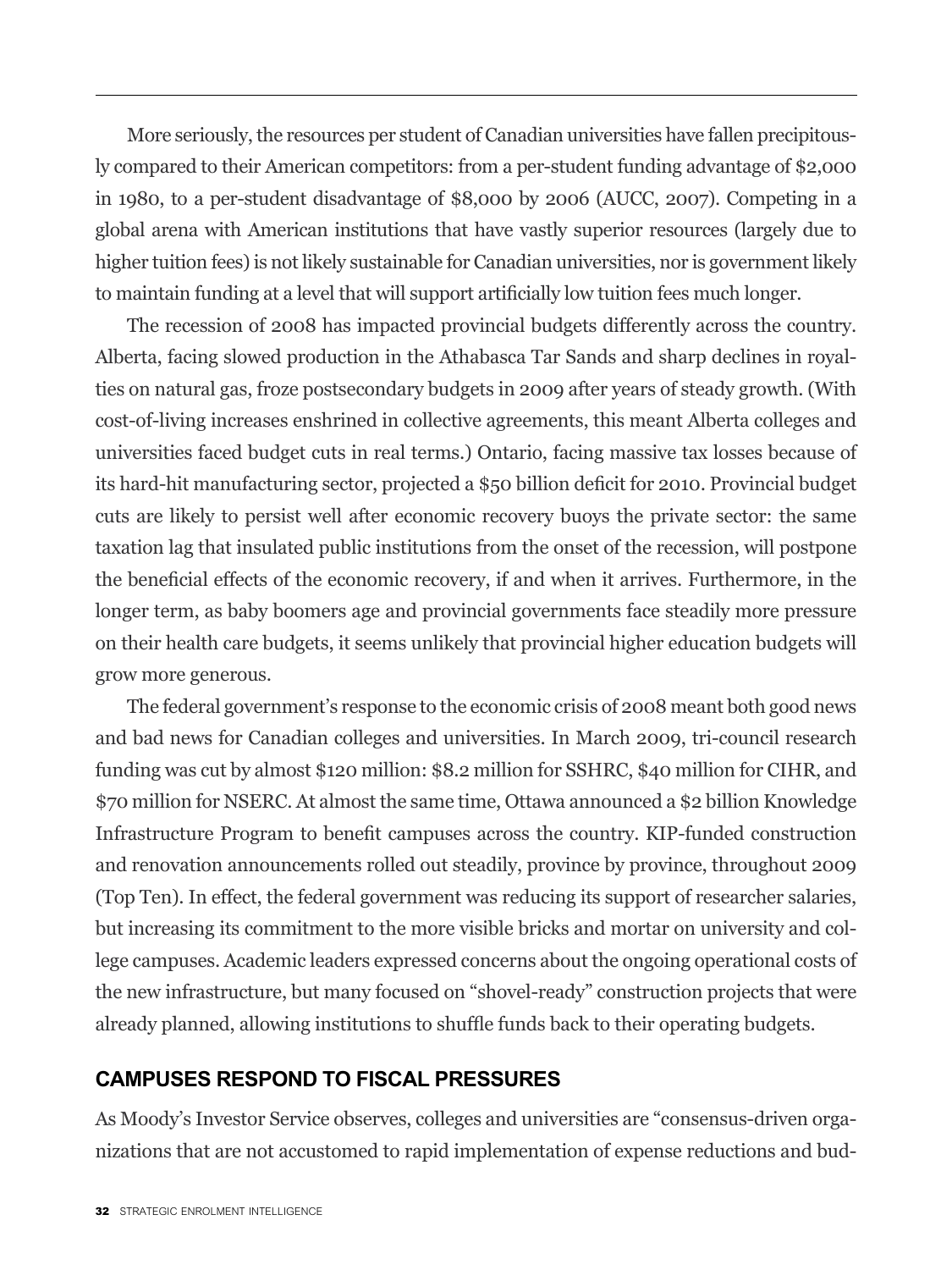More seriously, the resources per student of Canadian universities have fallen precipitously compared to their American competitors: from a per-student funding advantage of $2,000 in 1980, to a per-student disadvantage of $8,000 by 2006 (AUCC, 2007). Competing in a global arena with American institutions that have vastly superior resources (largely due to higher tuition fees) is not likely sustainable for Canadian universities, nor is government likely to maintain funding at a level that will support artificially low tuition fees much longer.

The recession of 2008 has impacted provincial budgets differently across the country. Alberta, facing slowed production in the Athabasca Tar Sands and sharp declines in royalties on natural gas, froze postsecondary budgets in 2009 after years of steady growth. (With cost-of-living increases enshrined in collective agreements, this meant Alberta colleges and universities faced budget cuts in real terms.) Ontario, facing massive tax losses because of its hard-hit manufacturing sector, projected a $50 billion deficit for 2010. Provincial budget cuts are likely to persist well after economic recovery buoys the private sector: the same taxation lag that insulated public institutions from the onset of the recession, will postpone the beneficial effects of the economic recovery, if and when it arrives. Furthermore, in the longer term, as baby boomers age and provincial governments face steadily more pressure on their health care budgets, it seems unlikely that provincial higher education budgets will grow more generous.

The federal government's response to the economic crisis of 2008 meant both good news and bad news for Canadian colleges and universities. In March 2009, tri-council research funding was cut by almost $120 million: $8.2 million for SSHRC, $40 million for CIHR, and $70 million for NSERC. At almost the same time, Ottawa announced a $2 billion Knowledge Infrastructure Program to benefit campuses across the country. KIP-funded construction and renovation announcements rolled out steadily, province by province, throughout 2009 (Top Ten). In effect, the federal government was reducing its support of researcher salaries, but increasing its commitment to the more visible bricks and mortar on university and college campuses. Academic leaders expressed concerns about the ongoing operational costs of the new infrastructure, but many focused on "shovel-ready" construction projects that were already planned, allowing institutions to shuffle funds back to their operating budgets.

## CAMPUSES RESPOND TO FISCAL PRESSURES

As Moody's Investor Service observes, colleges and universities are "consensus-driven organizations that are not accustomed to rapid implementation of expense reductions and bud-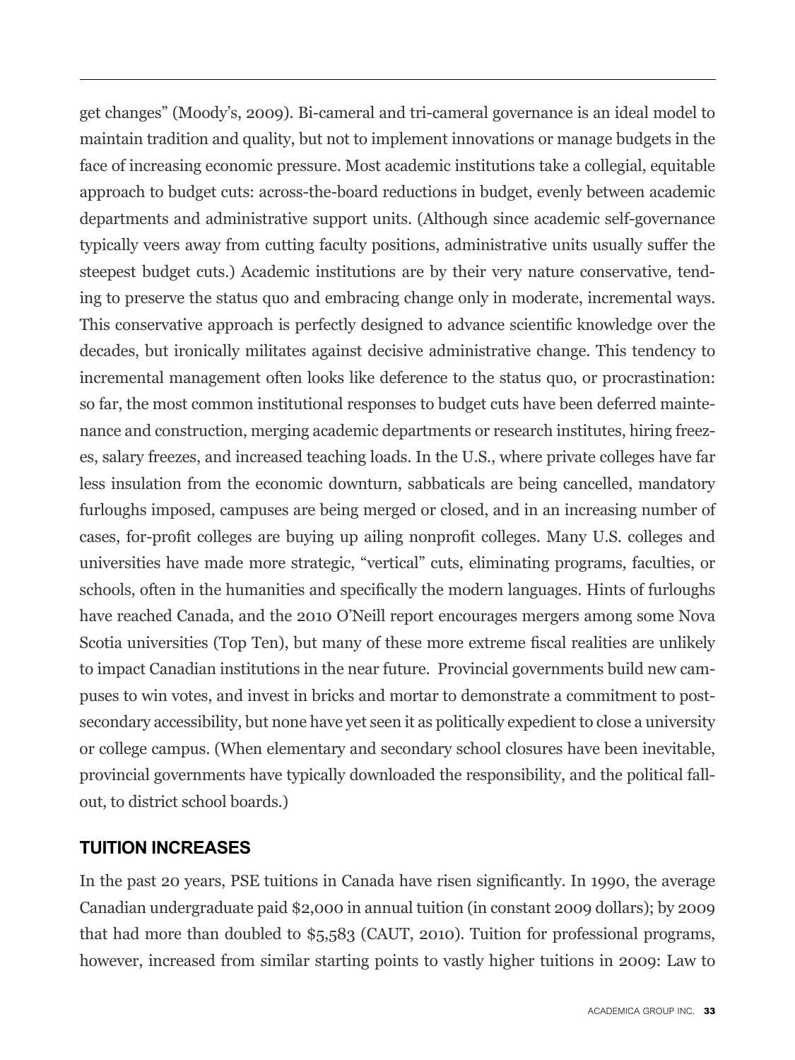get changes" (Moody's, 2009). Bi-cameral and tri-cameral governance is an ideal model to maintain tradition and quality, but not to implement innovations or manage budgets in the face of increasing economic pressure. Most academic institutions take a collegial, equitable approach to budget cuts: across-the-board reductions in budget, evenly between academic departments and administrative support units. (Although since academic self-governance typically veers away from cutting faculty positions, administrative units usually suffer the steepest budget cuts.) Academic institutions are by their very nature conservative, tending to preserve the status quo and embracing change only in moderate, incremental ways. This conservative approach is perfectly designed to advance scientific knowledge over the decades, but ironically militates against decisive administrative change. This tendency to incremental management often looks like deference to the status quo, or procrastination: so far, the most common institutional responses to budget cuts have been deferred maintenance and construction, merging academic departments or research institutes, hiring freezes, salary freezes, and increased teaching loads. In the U.S., where private colleges have far less insulation from the economic downturn, sabbaticals are being cancelled, mandatory furloughs imposed, campuses are being merged or closed, and in an increasing number of cases, for-profit colleges are buying up ailing nonprofit colleges. Many U.S. colleges and universities have made more strategic, "vertical" cuts, eliminating programs, faculties, or schools, often in the humanities and specifically the modern languages. Hints of furloughs have reached Canada, and the 2010 O'Neill report encourages mergers among some Nova Scotia universities (Top Ten), but many of these more extreme fiscal realities are unlikely to impact Canadian institutions in the near future. Provincial governments build new campuses to win votes, and invest in bricks and mortar to demonstrate a commitment to post-secondary accessibility, but none have yet seen it as politically expedient to close a university or college campus. (When elementary and secondary school closures have been inevitable, provincial governments have typically downloaded the responsibility, and the political fallout, to district school boards.)

## TUITION INCREASES

In the past 20 years, PSE tuitions in Canada have risen significantly. In 1990, the average Canadian undergraduate paid $2,000 in annual tuition (in constant 2009 dollars); by 2009 that had more than doubled to $5,583 (CAUT, 2010). Tuition for professional programs, however, increased from similar starting points to vastly higher tuitions in 2009: Law to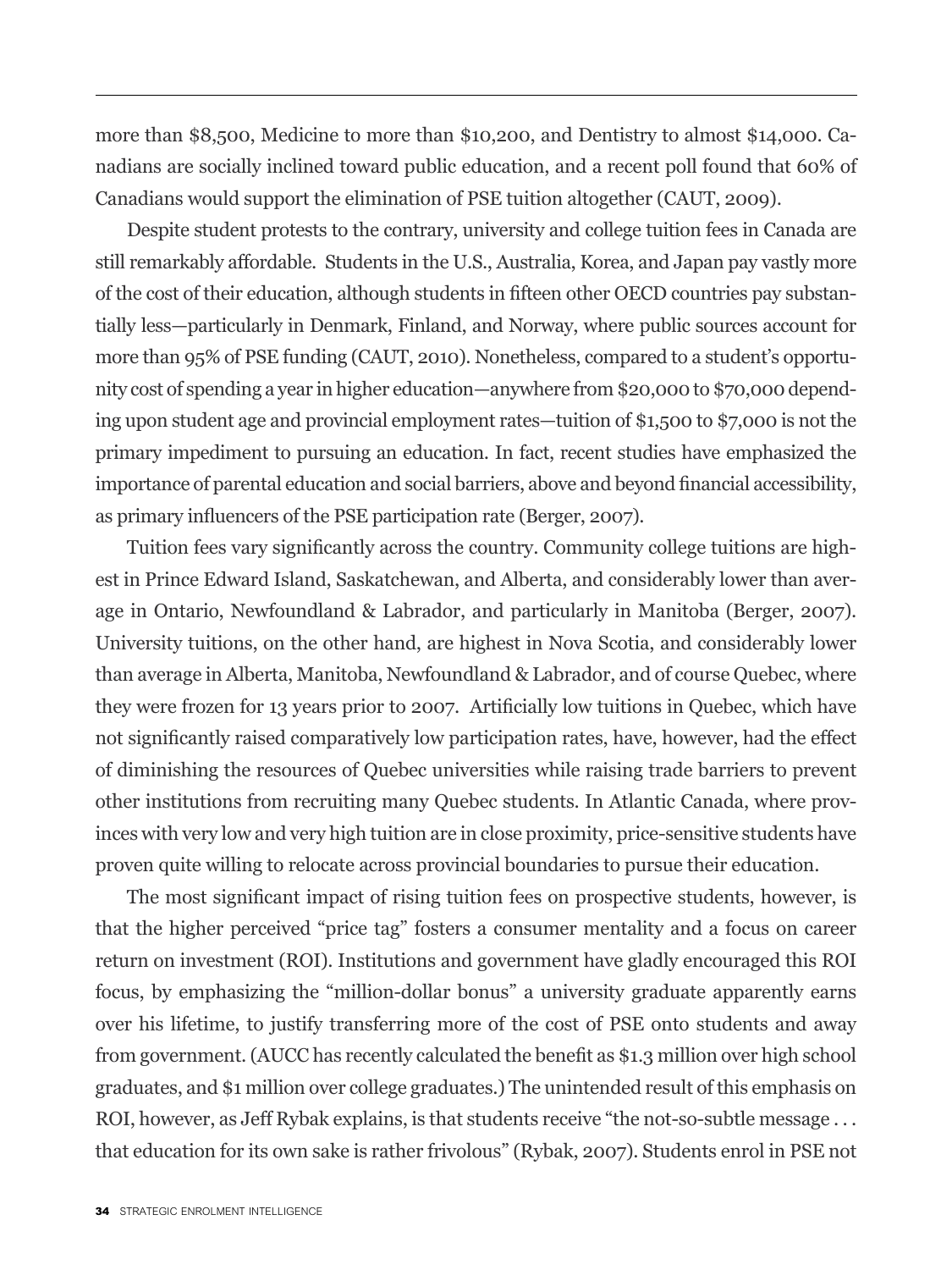more than $8,500, Medicine to more than $10,200, and Dentistry to almost $14,000. Canadians are socially inclined toward public education, and a recent poll found that 60% of Canadians would support the elimination of PSE tuition altogether (CAUT, 2009).

Despite student protests to the contrary, university and college tuition fees in Canada are still remarkably affordable. Students in the U.S., Australia, Korea, and Japan pay vastly more of the cost of their education, although students in fifteen other OECD countries pay substantially less—particularly in Denmark, Finland, and Norway, where public sources account for more than 95% of PSE funding (CAUT, 2010). Nonetheless, compared to a student's opportunity cost of spending a year in higher education—anywhere from $20,000 to $70,000 depending upon student age and provincial employment rates—tuition of $1,500 to $7,000 is not the primary impediment to pursuing an education. In fact, recent studies have emphasized the importance of parental education and social barriers, above and beyond financial accessibility, as primary influencers of the PSE participation rate (Berger, 2007).

Tuition fees vary significantly across the country. Community college tuitions are highest in Prince Edward Island, Saskatchewan, and Alberta, and considerably lower than average in Ontario, Newfoundland & Labrador, and particularly in Manitoba (Berger, 2007). University tuitions, on the other hand, are highest in Nova Scotia, and considerably lower than average in Alberta, Manitoba, Newfoundland & Labrador, and of course Quebec, where they were frozen for 13 years prior to 2007. Artificially low tuitions in Quebec, which have not significantly raised comparatively low participation rates, have, however, had the effect of diminishing the resources of Quebec universities while raising trade barriers to prevent other institutions from recruiting many Quebec students. In Atlantic Canada, where provinces with very low and very high tuition are in close proximity, price-sensitive students have proven quite willing to relocate across provincial boundaries to pursue their education.

The most significant impact of rising tuition fees on prospective students, however, is that the higher perceived "price tag" fosters a consumer mentality and a focus on career return on investment (ROI). Institutions and government have gladly encouraged this ROI focus, by emphasizing the "million-dollar bonus" a university graduate apparently earns over his lifetime, to justify transferring more of the cost of PSE onto students and away from government. (AUCC has recently calculated the benefit as $1.3 million over high school graduates, and $1 million over college graduates.) The unintended result of this emphasis on ROI, however, as Jeff Rybak explains, is that students receive "the not-so-subtle message . . . that education for its own sake is rather frivolous" (Rybak, 2007). Students enrol in PSE not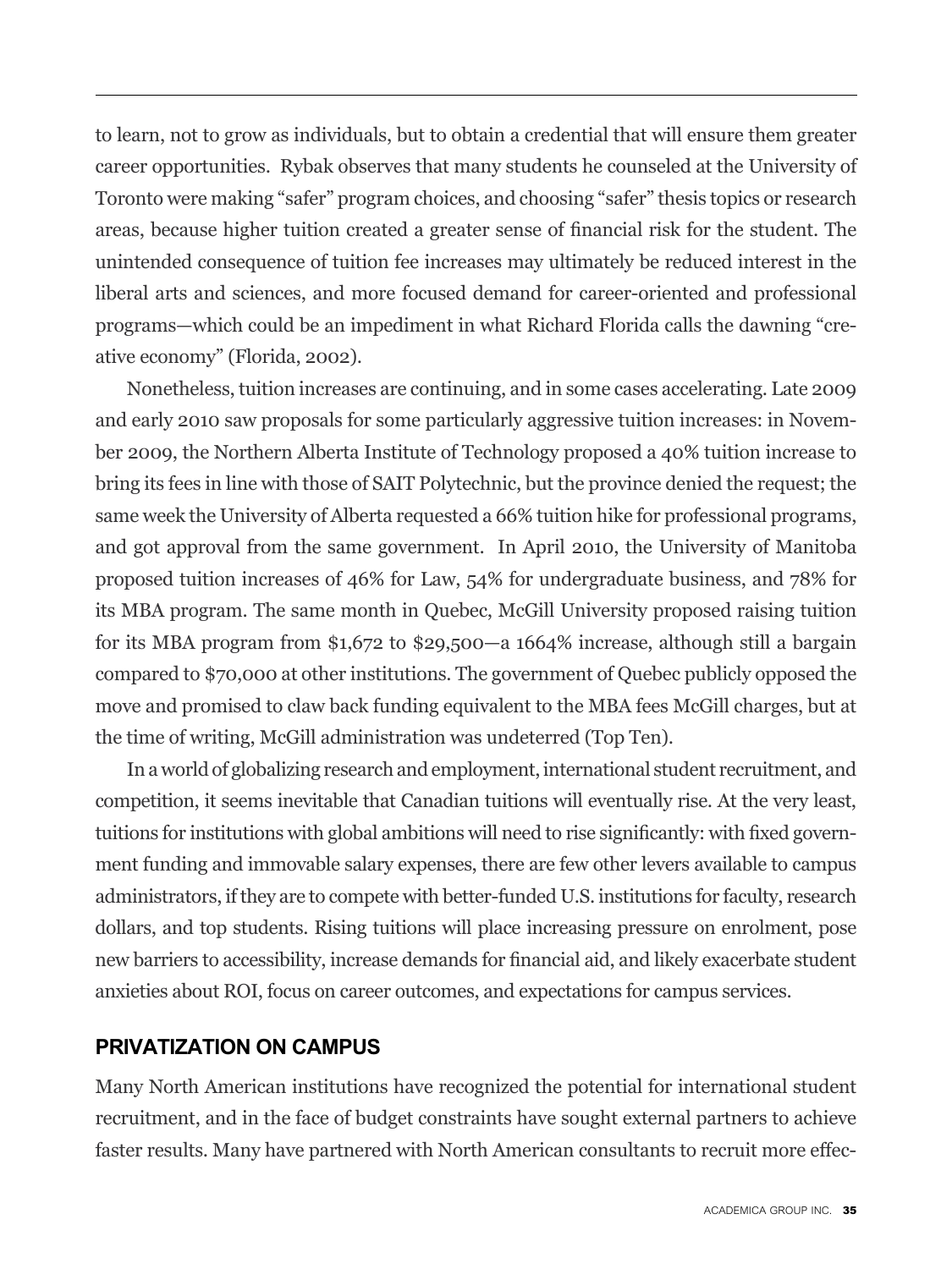to learn, not to grow as individuals, but to obtain a credential that will ensure them greater career opportunities. Rybak observes that many students he counseled at the University of Toronto were making "safer" program choices, and choosing "safer" thesis topics or research areas, because higher tuition created a greater sense of financial risk for the student. The unintended consequence of tuition fee increases may ultimately be reduced interest in the liberal arts and sciences, and more focused demand for career-oriented and professional programs—which could be an impediment in what Richard Florida calls the dawning "creative economy" (Florida, 2002).

Nonetheless, tuition increases are continuing, and in some cases accelerating. Late 2009 and early 2010 saw proposals for some particularly aggressive tuition increases: in November 2009, the Northern Alberta Institute of Technology proposed a 40% tuition increase to bring its fees in line with those of SAIT Polytechnic, but the province denied the request; the same week the University of Alberta requested a 66% tuition hike for professional programs, and got approval from the same government. In April 2010, the University of Manitoba proposed tuition increases of 46% for Law, 54% for undergraduate business, and 78% for its MBA program. The same month in Quebec, McGill University proposed raising tuition for its MBA program from $1,672 to $29,500—a 1664% increase, although still a bargain compared to $70,000 at other institutions. The government of Quebec publicly opposed the move and promised to claw back funding equivalent to the MBA fees McGill charges, but at the time of writing, McGill administration was undeterred (Top Ten).

In a world of globalizing research and employment, international student recruitment, and competition, it seems inevitable that Canadian tuitions will eventually rise. At the very least, tuitions for institutions with global ambitions will need to rise significantly: with fixed government funding and immovable salary expenses, there are few other levers available to campus administrators, if they are to compete with better-funded U.S. institutions for faculty, research dollars, and top students. Rising tuitions will place increasing pressure on enrolment, pose new barriers to accessibility, increase demands for financial aid, and likely exacerbate student anxieties about ROI, focus on career outcomes, and expectations for campus services.

## PRIVATIZATION ON CAMPUS

Many North American institutions have recognized the potential for international student recruitment, and in the face of budget constraints have sought external partners to achieve faster results. Many have partnered with North American consultants to recruit more effec-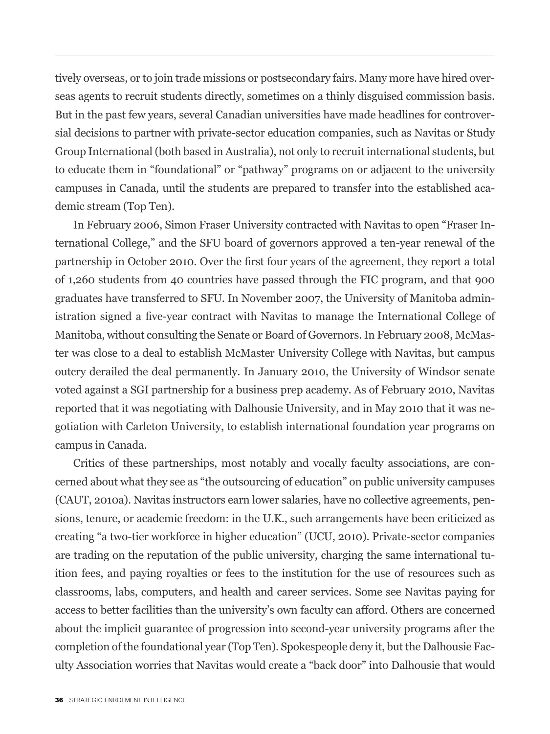tively overseas, or to join trade missions or postsecondary fairs. Many more have hired overseas agents to recruit students directly, sometimes on a thinly disguised commission basis. But in the past few years, several Canadian universities have made headlines for controversial decisions to partner with private-sector education companies, such as Navitas or Study Group International (both based in Australia), not only to recruit international students, but to educate them in "foundational" or "pathway" programs on or adjacent to the university campuses in Canada, until the students are prepared to transfer into the established academic stream (Top Ten).

In February 2006, Simon Fraser University contracted with Navitas to open "Fraser International College," and the SFU board of governors approved a ten-year renewal of the partnership in October 2010. Over the first four years of the agreement, they report a total of 1,260 students from 40 countries have passed through the FIC program, and that 900 graduates have transferred to SFU. In November 2007, the University of Manitoba administration signed a five-year contract with Navitas to manage the International College of Manitoba, without consulting the Senate or Board of Governors. In February 2008, McMaster was close to a deal to establish McMaster University College with Navitas, but campus outcry derailed the deal permanently. In January 2010, the University of Windsor senate voted against a SGI partnership for a business prep academy. As of February 2010, Navitas reported that it was negotiating with Dalhousie University, and in May 2010 that it was negotiation with Carleton University, to establish international foundation year programs on campus in Canada.

Critics of these partnerships, most notably and vocally faculty associations, are concerned about what they see as "the outsourcing of education" on public university campuses (CAUT, 2010a). Navitas instructors earn lower salaries, have no collective agreements, pensions, tenure, or academic freedom: in the U.K., such arrangements have been criticized as creating "a two-tier workforce in higher education" (UCU, 2010). Private-sector companies are trading on the reputation of the public university, charging the same international tuition fees, and paying royalties or fees to the institution for the use of resources such as classrooms, labs, computers, and health and career services. Some see Navitas paying for access to better facilities than the university's own faculty can afford. Others are concerned about the implicit guarantee of progression into second-year university programs after the completion of the foundational year (Top Ten). Spokespeople deny it, but the Dalhousie Faculty Association worries that Navitas would create a "back door" into Dalhousie that would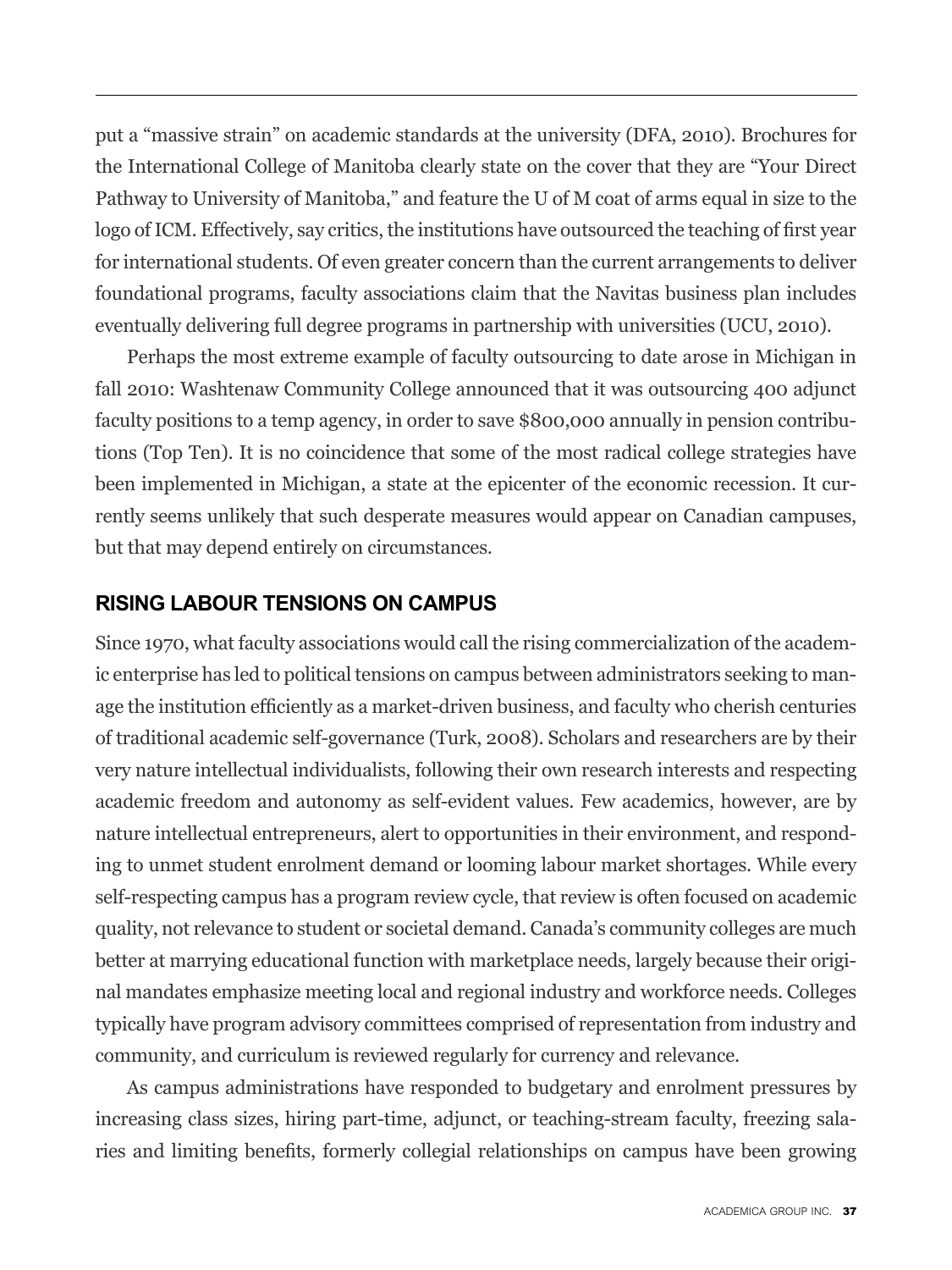put a "massive strain" on academic standards at the university (DFA, 2010). Brochures for the International College of Manitoba clearly state on the cover that they are "Your Direct Pathway to University of Manitoba," and feature the U of M coat of arms equal in size to the logo of ICM. Effectively, say critics, the institutions have outsourced the teaching of first year for international students. Of even greater concern than the current arrangements to deliver foundational programs, faculty associations claim that the Navitas business plan includes eventually delivering full degree programs in partnership with universities (UCU, 2010).

Perhaps the most extreme example of faculty outsourcing to date arose in Michigan in fall 2010: Washtenaw Community College announced that it was outsourcing 400 adjunct faculty positions to a temp agency, in order to save $800,000 annually in pension contributions (Top Ten). It is no coincidence that some of the most radical college strategies have been implemented in Michigan, a state at the epicenter of the economic recession. It currently seems unlikely that such desperate measures would appear on Canadian campuses, but that may depend entirely on circumstances.

## RISING LABOUR TENSIONS ON CAMPUS

Since 1970, what faculty associations would call the rising commercialization of the academic enterprise has led to political tensions on campus between administrators seeking to manage the institution efficiently as a market-driven business, and faculty who cherish centuries of traditional academic self-governance (Turk, 2008). Scholars and researchers are by their very nature intellectual individualists, following their own research interests and respecting academic freedom and autonomy as self-evident values. Few academics, however, are by nature intellectual entrepreneurs, alert to opportunities in their environment, and responding to unmet student enrolment demand or looming labour market shortages. While every self-respecting campus has a program review cycle, that review is often focused on academic quality, not relevance to student or societal demand. Canada's community colleges are much better at marrying educational function with marketplace needs, largely because their original mandates emphasize meeting local and regional industry and workforce needs. Colleges typically have program advisory committees comprised of representation from industry and community, and curriculum is reviewed regularly for currency and relevance.

As campus administrations have responded to budgetary and enrolment pressures by increasing class sizes, hiring part-time, adjunct, or teaching-stream faculty, freezing salaries and limiting benefits, formerly collegial relationships on campus have been growing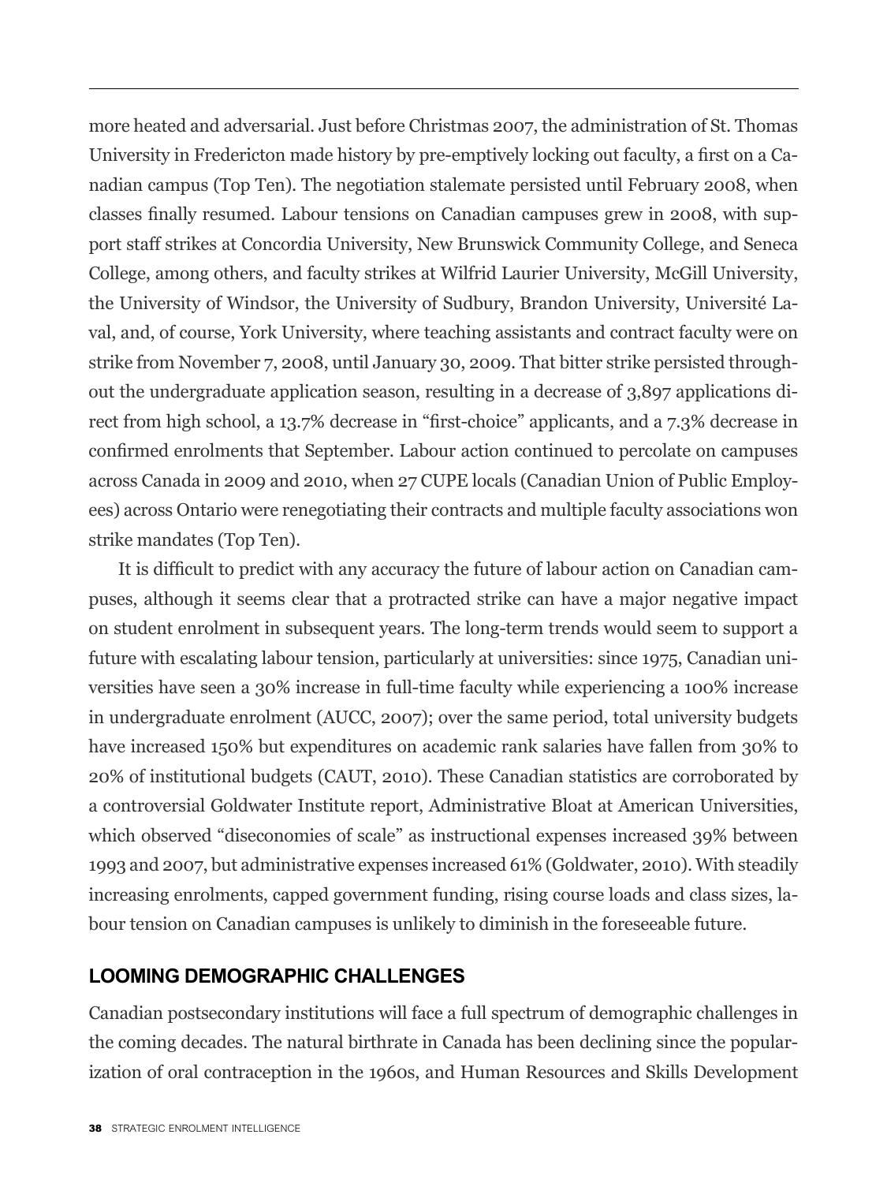more heated and adversarial. Just before Christmas 2007, the administration of St. Thomas University in Fredericton made history by pre-emptively locking out faculty, a first on a Canadian campus (Top Ten). The negotiation stalemate persisted until February 2008, when classes finally resumed. Labour tensions on Canadian campuses grew in 2008, with support staff strikes at Concordia University, New Brunswick Community College, and Seneca College, among others, and faculty strikes at Wilfrid Laurier University, McGill University, the University of Windsor, the University of Sudbury, Brandon University, Université Laval, and, of course, York University, where teaching assistants and contract faculty were on strike from November 7, 2008, until January 30, 2009. That bitter strike persisted throughout the undergraduate application season, resulting in a decrease of 3,897 applications direct from high school, a 13.7% decrease in "first-choice" applicants, and a 7.3% decrease in confirmed enrolments that September. Labour action continued to percolate on campuses across Canada in 2009 and 2010, when 27 CUPE locals (Canadian Union of Public Employees) across Ontario were renegotiating their contracts and multiple faculty associations won strike mandates (Top Ten).

It is difficult to predict with any accuracy the future of labour action on Canadian campuses, although it seems clear that a protracted strike can have a major negative impact on student enrolment in subsequent years. The long-term trends would seem to support a future with escalating labour tension, particularly at universities: since 1975, Canadian universities have seen a 30% increase in full-time faculty while experiencing a 100% increase in undergraduate enrolment (AUCC, 2007); over the same period, total university budgets have increased 150% but expenditures on academic rank salaries have fallen from 30% to 20% of institutional budgets (CAUT, 2010). These Canadian statistics are corroborated by a controversial Goldwater Institute report, Administrative Bloat at American Universities, which observed "diseconomies of scale" as instructional expenses increased 39% between 1993 and 2007, but administrative expenses increased 61% (Goldwater, 2010). With steadily increasing enrolments, capped government funding, rising course loads and class sizes, labour tension on Canadian campuses is unlikely to diminish in the foreseeable future.

## LOOMING DEMOGRAPHIC CHALLENGES

Canadian postsecondary institutions will face a full spectrum of demographic challenges in the coming decades. The natural birthrate in Canada has been declining since the popularization of oral contraception in the 1960s, and Human Resources and Skills Development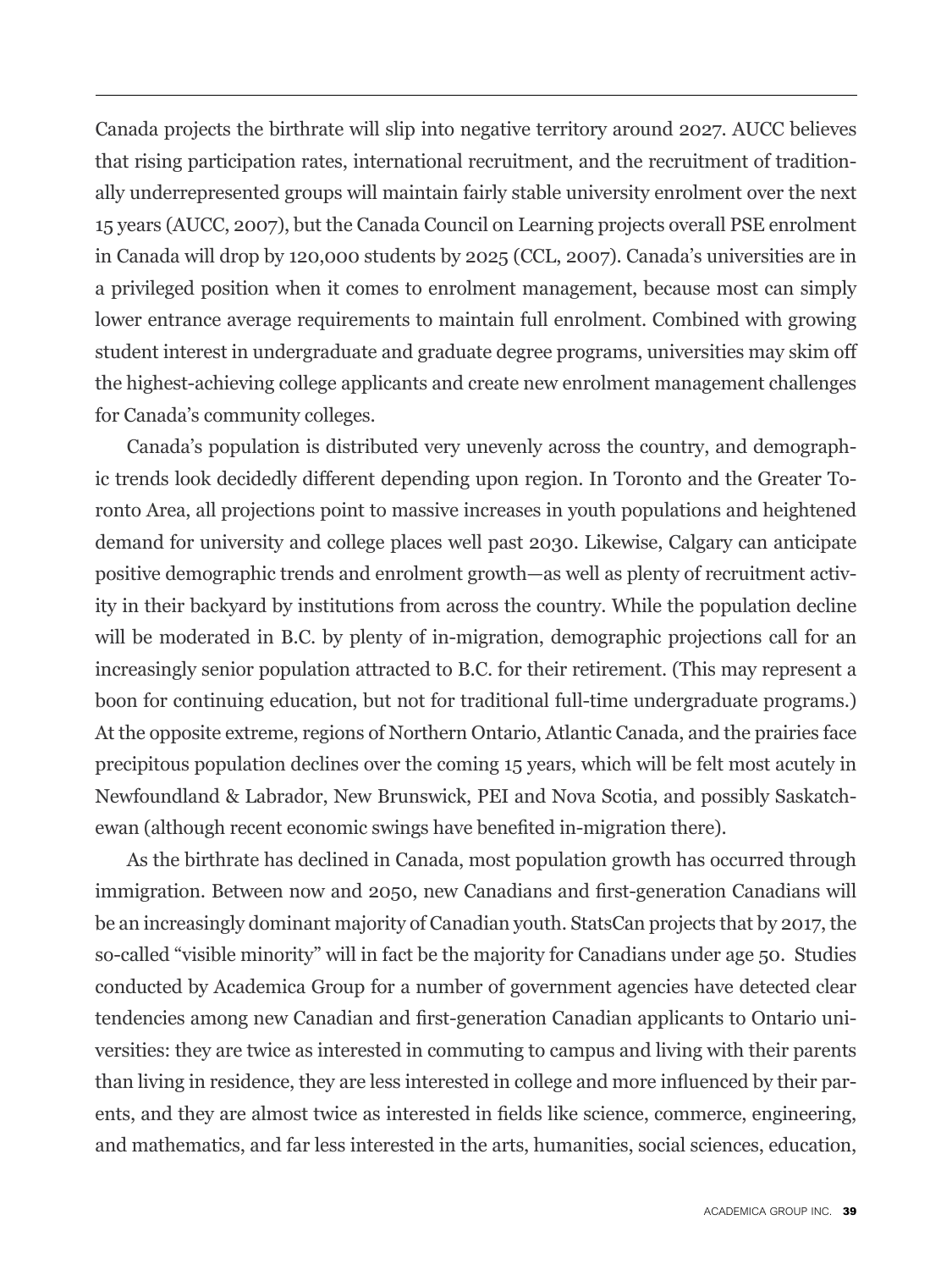Canada projects the birthrate will slip into negative territory around 2027. AUCC believes that rising participation rates, international recruitment, and the recruitment of traditionally underrepresented groups will maintain fairly stable university enrolment over the next 15 years (AUCC, 2007), but the Canada Council on Learning projects overall PSE enrolment in Canada will drop by 120,000 students by 2025 (CCL, 2007). Canada's universities are in a privileged position when it comes to enrolment management, because most can simply lower entrance average requirements to maintain full enrolment. Combined with growing student interest in undergraduate and graduate degree programs, universities may skim off the highest-achieving college applicants and create new enrolment management challenges for Canada's community colleges.

Canada's population is distributed very unevenly across the country, and demographic trends look decidedly different depending upon region. In Toronto and the Greater Toronto Area, all projections point to massive increases in youth populations and heightened demand for university and college places well past 2030. Likewise, Calgary can anticipate positive demographic trends and enrolment growth—as well as plenty of recruitment activity in their backyard by institutions from across the country. While the population decline will be moderated in B.C. by plenty of in-migration, demographic projections call for an increasingly senior population attracted to B.C. for their retirement. (This may represent a boon for continuing education, but not for traditional full-time undergraduate programs.) At the opposite extreme, regions of Northern Ontario, Atlantic Canada, and the prairies face precipitous population declines over the coming 15 years, which will be felt most acutely in Newfoundland & Labrador, New Brunswick, PEI and Nova Scotia, and possibly Saskatchewan (although recent economic swings have benefited in-migration there).

As the birthrate has declined in Canada, most population growth has occurred through immigration. Between now and 2050, new Canadians and first-generation Canadians will be an increasingly dominant majority of Canadian youth. StatsCan projects that by 2017, the so-called "visible minority" will in fact be the majority for Canadians under age 50. Studies conducted by Academica Group for a number of government agencies have detected clear tendencies among new Canadian and first-generation Canadian applicants to Ontario universities: they are twice as interested in commuting to campus and living with their parents than living in residence, they are less interested in college and more influenced by their parents, and they are almost twice as interested in fields like science, commerce, engineering, and mathematics, and far less interested in the arts, humanities, social sciences, education,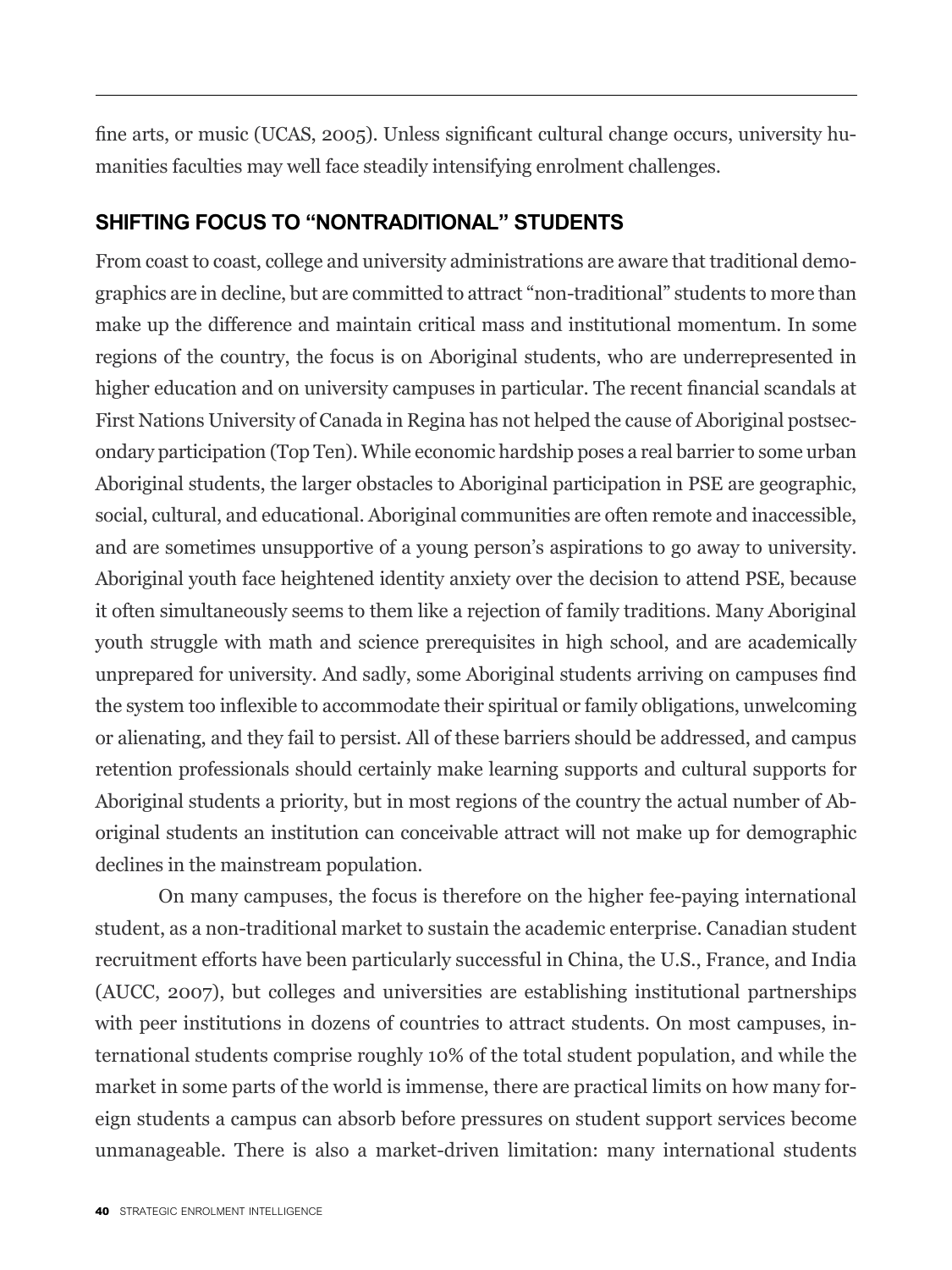fine arts, or music (UCAS, 2005). Unless significant cultural change occurs, university humanities faculties may well face steadily intensifying enrolment challenges.

## SHIFTING FOCUS TO "NONTRADITIONAL" STUDENTS

From coast to coast, college and university administrations are aware that traditional demographics are in decline, but are committed to attract "non-traditional" students to more than make up the difference and maintain critical mass and institutional momentum. In some regions of the country, the focus is on Aboriginal students, who are underrepresented in higher education and on university campuses in particular. The recent financial scandals at First Nations University of Canada in Regina has not helped the cause of Aboriginal postsecondary participation (Top Ten). While economic hardship poses a real barrier to some urban Aboriginal students, the larger obstacles to Aboriginal participation in PSE are geographic, social, cultural, and educational. Aboriginal communities are often remote and inaccessible, and are sometimes unsupportive of a young person's aspirations to go away to university. Aboriginal youth face heightened identity anxiety over the decision to attend PSE, because it often simultaneously seems to them like a rejection of family traditions. Many Aboriginal youth struggle with math and science prerequisites in high school, and are academically unprepared for university. And sadly, some Aboriginal students arriving on campuses find the system too inflexible to accommodate their spiritual or family obligations, unwelcoming or alienating, and they fail to persist. All of these barriers should be addressed, and campus retention professionals should certainly make learning supports and cultural supports for Aboriginal students a priority, but in most regions of the country the actual number of Aboriginal students an institution can conceivable attract will not make up for demographic declines in the mainstream population.

On many campuses, the focus is therefore on the higher fee-paying international student, as a non-traditional market to sustain the academic enterprise. Canadian student recruitment efforts have been particularly successful in China, the U.S., France, and India (AUCC, 2007), but colleges and universities are establishing institutional partnerships with peer institutions in dozens of countries to attract students. On most campuses, international students comprise roughly 10% of the total student population, and while the market in some parts of the world is immense, there are practical limits on how many foreign students a campus can absorb before pressures on student support services become unmanageable. There is also a market-driven limitation: many international students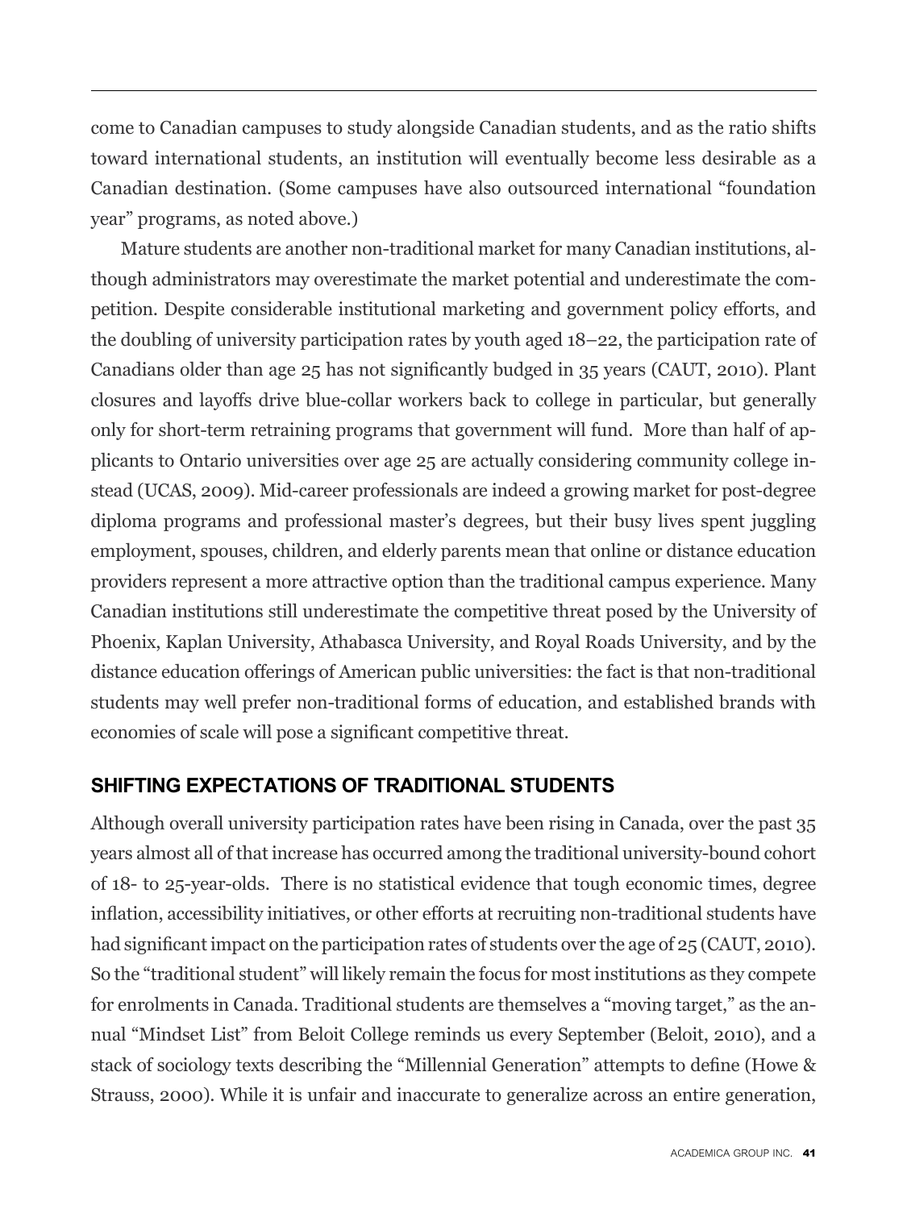come to Canadian campuses to study alongside Canadian students, and as the ratio shifts toward international students, an institution will eventually become less desirable as a Canadian destination. (Some campuses have also outsourced international "foundation year" programs, as noted above.)

Mature students are another non-traditional market for many Canadian institutions, although administrators may overestimate the market potential and underestimate the competition. Despite considerable institutional marketing and government policy efforts, and the doubling of university participation rates by youth aged 18–22, the participation rate of Canadians older than age 25 has not significantly budged in 35 years (CAUT, 2010). Plant closures and layoffs drive blue-collar workers back to college in particular, but generally only for short-term retraining programs that government will fund. More than half of applicants to Ontario universities over age 25 are actually considering community college instead (UCAS, 2009). Mid-career professionals are indeed a growing market for post-degree diploma programs and professional master's degrees, but their busy lives spent juggling employment, spouses, children, and elderly parents mean that online or distance education providers represent a more attractive option than the traditional campus experience. Many Canadian institutions still underestimate the competitive threat posed by the University of Phoenix, Kaplan University, Athabasca University, and Royal Roads University, and by the distance education offerings of American public universities: the fact is that non-traditional students may well prefer non-traditional forms of education, and established brands with economies of scale will pose a significant competitive threat.

## SHIFTING EXPECTATIONS OF TRADITIONAL STUDENTS

Although overall university participation rates have been rising in Canada, over the past 35 years almost all of that increase has occurred among the traditional university-bound cohort of 18- to 25-year-olds. There is no statistical evidence that tough economic times, degree inflation, accessibility initiatives, or other efforts at recruiting non-traditional students have had significant impact on the participation rates of students over the age of 25 (CAUT, 2010). So the "traditional student" will likely remain the focus for most institutions as they compete for enrolments in Canada. Traditional students are themselves a "moving target," as the annual "Mindset List" from Beloit College reminds us every September (Beloit, 2010), and a stack of sociology texts describing the "Millennial Generation" attempts to define (Howe & Strauss, 2000). While it is unfair and inaccurate to generalize across an entire generation,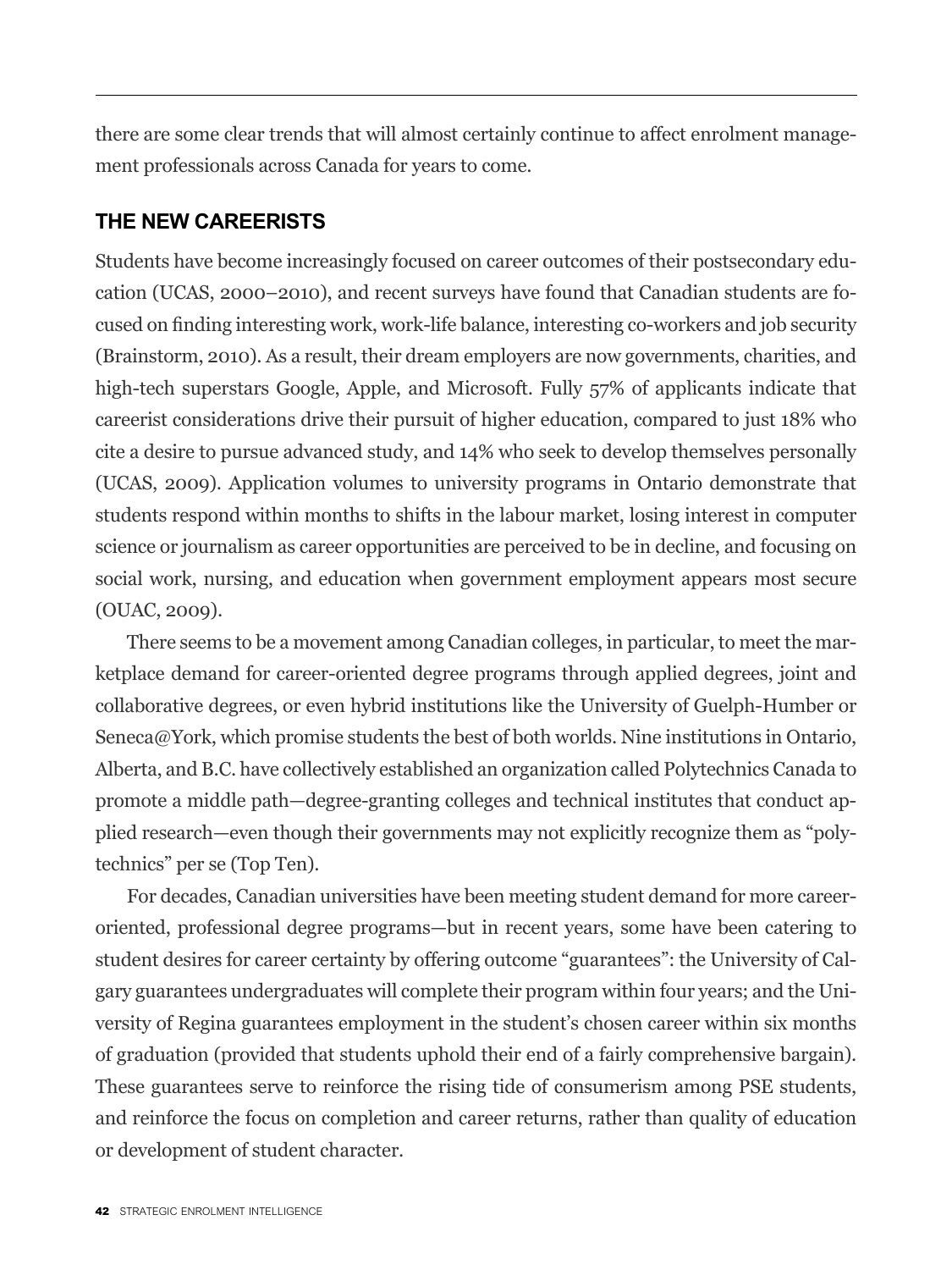there are some clear trends that will almost certainly continue to affect enrolment management professionals across Canada for years to come.

## THE NEW CAREERISTS

Students have become increasingly focused on career outcomes of their postsecondary education (UCAS, 2000–2010), and recent surveys have found that Canadian students are focused on finding interesting work, work-life balance, interesting co-workers and job security (Brainstorm, 2010). As a result, their dream employers are now governments, charities, and high-tech superstars Google, Apple, and Microsoft. Fully 57% of applicants indicate that careerist considerations drive their pursuit of higher education, compared to just 18% who cite a desire to pursue advanced study, and 14% who seek to develop themselves personally (UCAS, 2009). Application volumes to university programs in Ontario demonstrate that students respond within months to shifts in the labour market, losing interest in computer science or journalism as career opportunities are perceived to be in decline, and focusing on social work, nursing, and education when government employment appears most secure (OUAC, 2009).

There seems to be a movement among Canadian colleges, in particular, to meet the marketplace demand for career-oriented degree programs through applied degrees, joint and collaborative degrees, or even hybrid institutions like the University of Guelph-Humber or Seneca@York, which promise students the best of both worlds. Nine institutions in Ontario, Alberta, and B.C. have collectively established an organization called Polytechnics Canada to promote a middle path—degree-granting colleges and technical institutes that conduct applied research—even though their governments may not explicitly recognize them as "polytechnics" per se (Top Ten).

For decades, Canadian universities have been meeting student demand for more career-oriented, professional degree programs—but in recent years, some have been catering to student desires for career certainty by offering outcome "guarantees": the University of Calgary guarantees undergraduates will complete their program within four years; and the University of Regina guarantees employment in the student's chosen career within six months of graduation (provided that students uphold their end of a fairly comprehensive bargain). These guarantees serve to reinforce the rising tide of consumerism among PSE students, and reinforce the focus on completion and career returns, rather than quality of education or development of student character.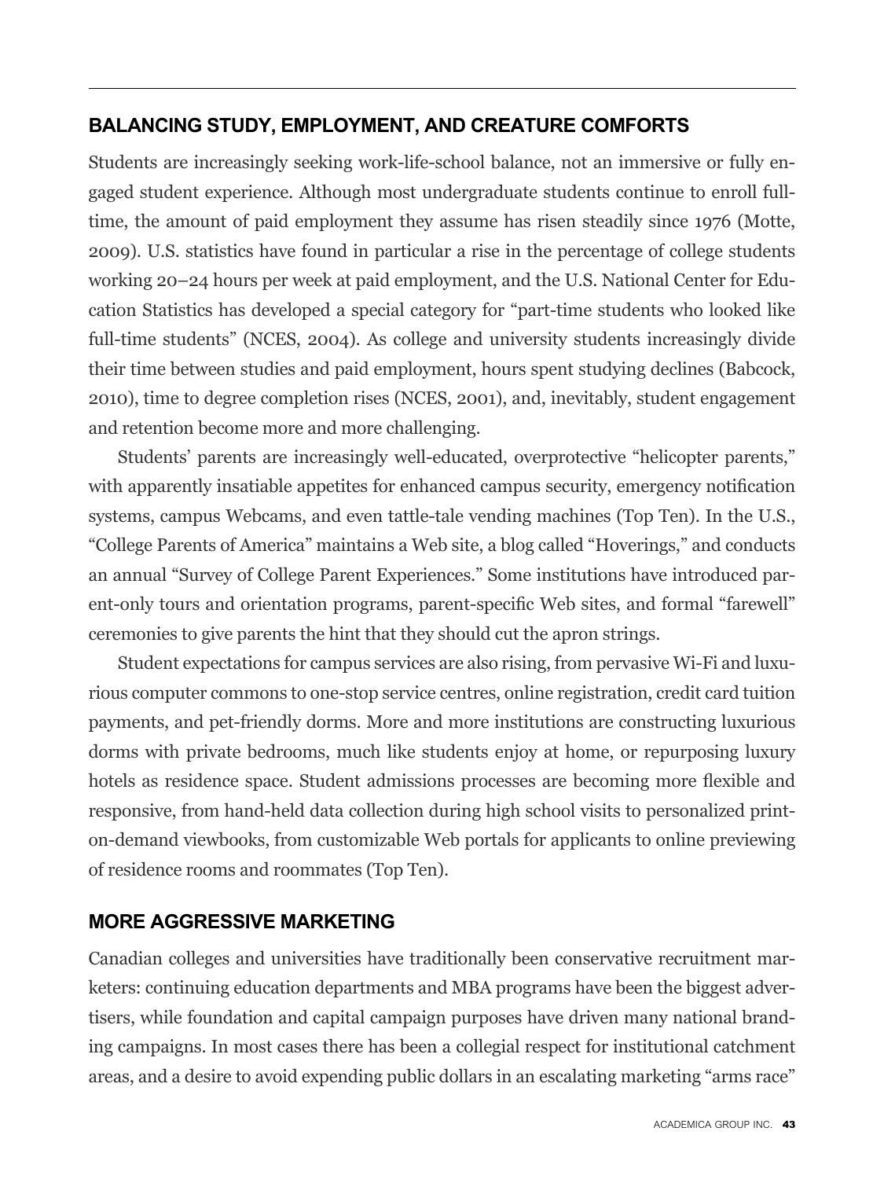## BALANCING STUDY, EMPLOYMENT, AND CREATURE COMFORTS

Students are increasingly seeking work-life-school balance, not an immersive or fully engaged student experience. Although most undergraduate students continue to enroll full-time, the amount of paid employment they assume has risen steadily since 1976 (Motte, 2009). U.S. statistics have found in particular a rise in the percentage of college students working 20–24 hours per week at paid employment, and the U.S. National Center for Education Statistics has developed a special category for "part-time students who looked like full-time students" (NCES, 2004). As college and university students increasingly divide their time between studies and paid employment, hours spent studying declines (Babcock, 2010), time to degree completion rises (NCES, 2001), and, inevitably, student engagement and retention become more and more challenging.

Students' parents are increasingly well-educated, overprotective "helicopter parents," with apparently insatiable appetites for enhanced campus security, emergency notification systems, campus Webcams, and even tattle-tale vending machines (Top Ten). In the U.S., "College Parents of America" maintains a Web site, a blog called "Hoverings," and conducts an annual "Survey of College Parent Experiences." Some institutions have introduced parent-only tours and orientation programs, parent-specific Web sites, and formal "farewell" ceremonies to give parents the hint that they should cut the apron strings.

Student expectations for campus services are also rising, from pervasive Wi-Fi and luxurious computer commons to one-stop service centres, online registration, credit card tuition payments, and pet-friendly dorms. More and more institutions are constructing luxurious dorms with private bedrooms, much like students enjoy at home, or repurposing luxury hotels as residence space. Student admissions processes are becoming more flexible and responsive, from hand-held data collection during high school visits to personalized print-on-demand viewbooks, from customizable Web portals for applicants to online previewing of residence rooms and roommates (Top Ten).

## MORE AGGRESSIVE MARKETING

Canadian colleges and universities have traditionally been conservative recruitment marketers: continuing education departments and MBA programs have been the biggest advertisers, while foundation and capital campaign purposes have driven many national branding campaigns. In most cases there has been a collegial respect for institutional catchment areas, and a desire to avoid expending public dollars in an escalating marketing "arms race"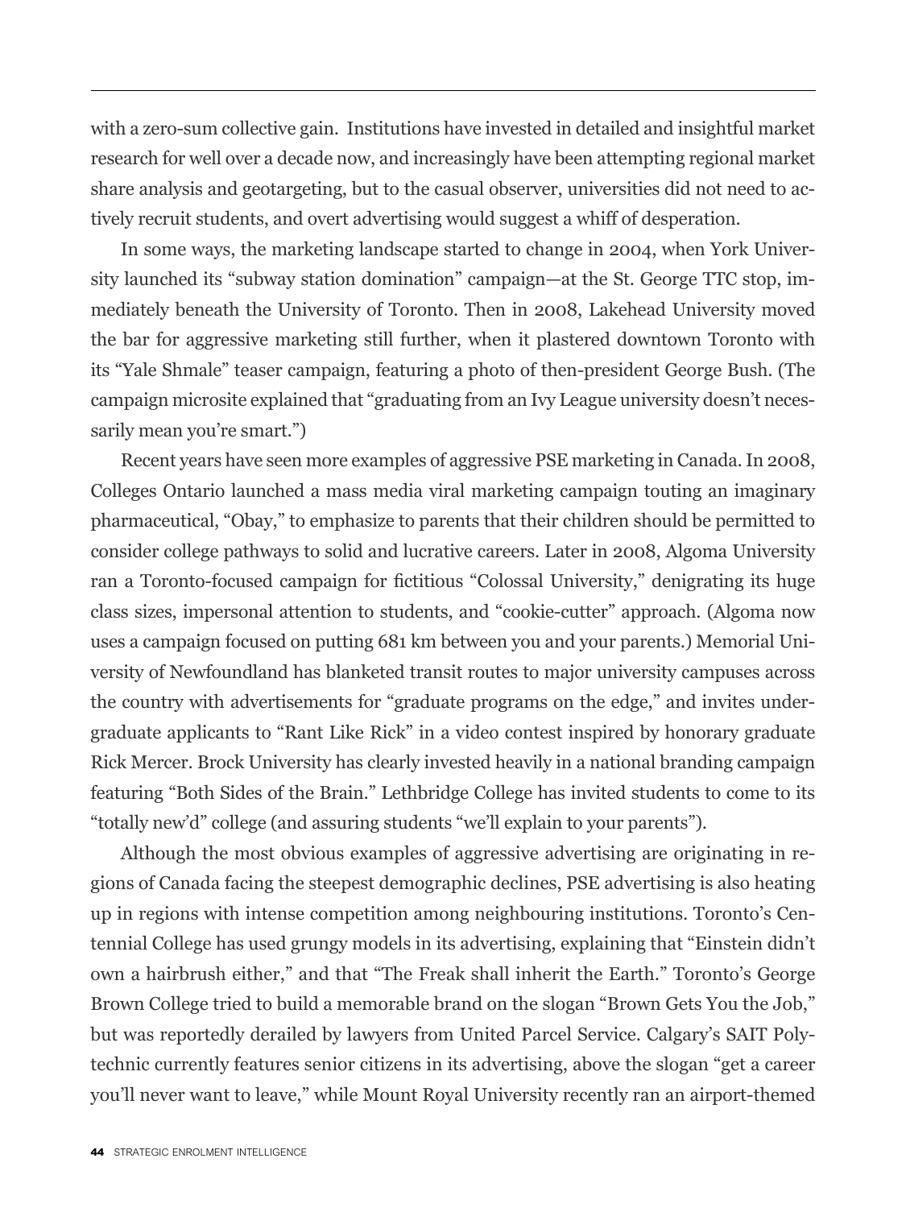with a zero-sum collective gain. Institutions have invested in detailed and insightful market research for well over a decade now, and increasingly have been attempting regional market share analysis and geotargeting, but to the casual observer, universities did not need to actively recruit students, and overt advertising would suggest a whiff of desperation.

In some ways, the marketing landscape started to change in 2004, when York University launched its "subway station domination" campaign—at the St. George TTC stop, immediately beneath the University of Toronto. Then in 2008, Lakehead University moved the bar for aggressive marketing still further, when it plastered downtown Toronto with its "Yale Shmale" teaser campaign, featuring a photo of then-president George Bush. (The campaign microsite explained that "graduating from an Ivy League university doesn't necessarily mean you're smart.")

Recent years have seen more examples of aggressive PSE marketing in Canada. In 2008, Colleges Ontario launched a mass media viral marketing campaign touting an imaginary pharmaceutical, "Obay," to emphasize to parents that their children should be permitted to consider college pathways to solid and lucrative careers. Later in 2008, Algoma University ran a Toronto-focused campaign for fictitious "Colossal University," denigrating its huge class sizes, impersonal attention to students, and "cookie-cutter" approach. (Algoma now uses a campaign focused on putting 681 km between you and your parents.) Memorial University of Newfoundland has blanketed transit routes to major university campuses across the country with advertisements for "graduate programs on the edge," and invites undergraduate applicants to "Rant Like Rick" in a video contest inspired by honorary graduate Rick Mercer. Brock University has clearly invested heavily in a national branding campaign featuring "Both Sides of the Brain." Lethbridge College has invited students to come to its "totally new'd" college (and assuring students "we'll explain to your parents").

Although the most obvious examples of aggressive advertising are originating in regions of Canada facing the steepest demographic declines, PSE advertising is also heating up in regions with intense competition among neighbouring institutions. Toronto's Centennial College has used grungy models in its advertising, explaining that "Einstein didn't own a hairbrush either," and that "The Freak shall inherit the Earth." Toronto's George Brown College tried to build a memorable brand on the slogan "Brown Gets You the Job," but was reportedly derailed by lawyers from United Parcel Service. Calgary's SAIT Polytechnic currently features senior citizens in its advertising, above the slogan "get a career you'll never want to leave," while Mount Royal University recently ran an airport-themed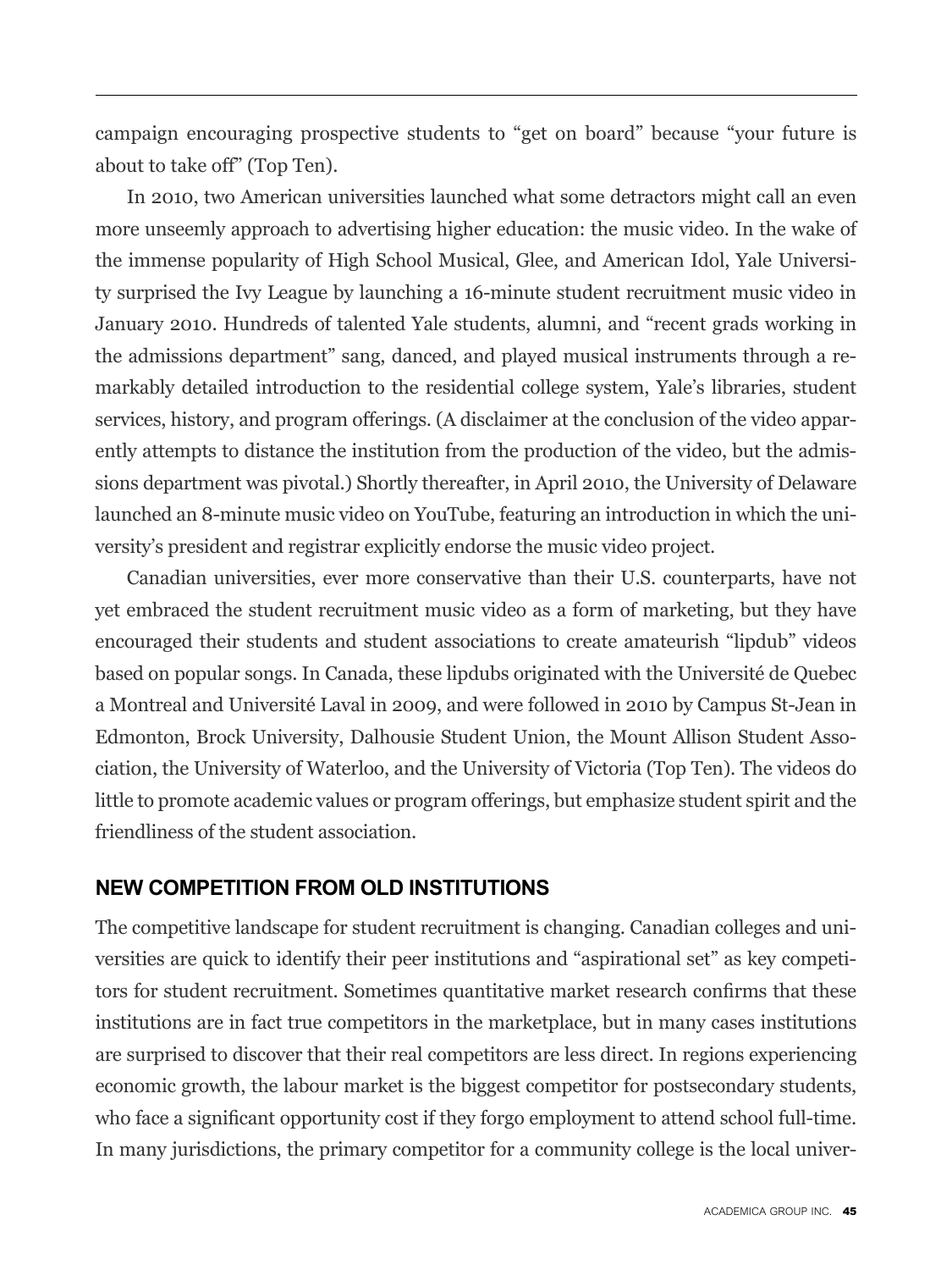campaign encouraging prospective students to "get on board" because "your future is about to take off" (Top Ten).

In 2010, two American universities launched what some detractors might call an even more unseemly approach to advertising higher education: the music video. In the wake of the immense popularity of High School Musical, Glee, and American Idol, Yale University surprised the Ivy League by launching a 16-minute student recruitment music video in January 2010. Hundreds of talented Yale students, alumni, and "recent grads working in the admissions department" sang, danced, and played musical instruments through a remarkably detailed introduction to the residential college system, Yale's libraries, student services, history, and program offerings. (A disclaimer at the conclusion of the video apparently attempts to distance the institution from the production of the video, but the admissions department was pivotal.) Shortly thereafter, in April 2010, the University of Delaware launched an 8-minute music video on YouTube, featuring an introduction in which the university's president and registrar explicitly endorse the music video project.

Canadian universities, ever more conservative than their U.S. counterparts, have not yet embraced the student recruitment music video as a form of marketing, but they have encouraged their students and student associations to create amateurish "lipdub" videos based on popular songs. In Canada, these lipdubs originated with the Université de Quebec a Montreal and Université Laval in 2009, and were followed in 2010 by Campus St-Jean in Edmonton, Brock University, Dalhousie Student Union, the Mount Allison Student Association, the University of Waterloo, and the University of Victoria (Top Ten). The videos do little to promote academic values or program offerings, but emphasize student spirit and the friendliness of the student association.

## NEW COMPETITION FROM OLD INSTITUTIONS

The competitive landscape for student recruitment is changing. Canadian colleges and universities are quick to identify their peer institutions and "aspirational set" as key competitors for student recruitment. Sometimes quantitative market research confirms that these institutions are in fact true competitors in the marketplace, but in many cases institutions are surprised to discover that their real competitors are less direct. In regions experiencing economic growth, the labour market is the biggest competitor for postsecondary students, who face a significant opportunity cost if they forgo employment to attend school full-time. In many jurisdictions, the primary competitor for a community college is the local univer-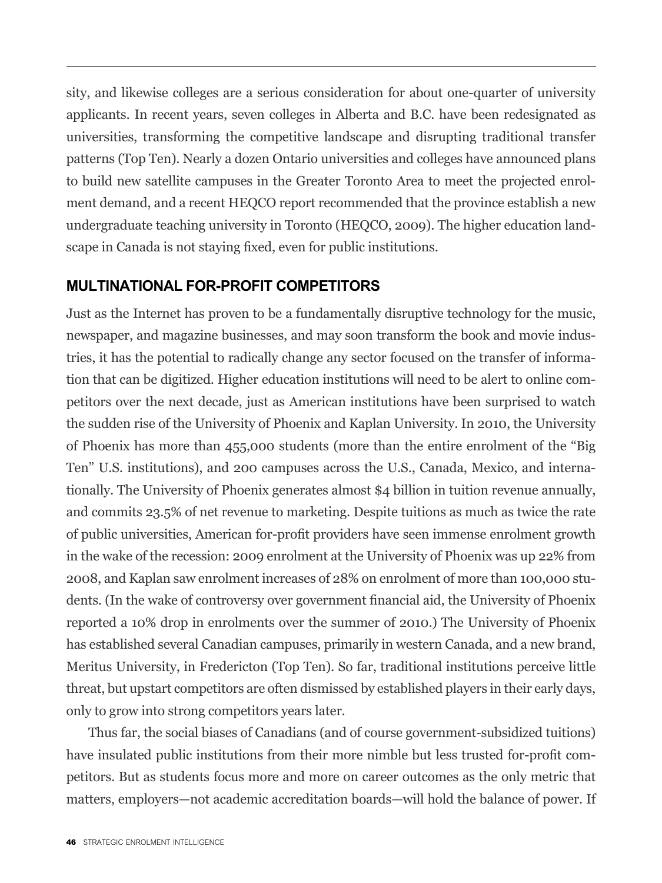sity, and likewise colleges are a serious consideration for about one-quarter of university applicants. In recent years, seven colleges in Alberta and B.C. have been redesignated as universities, transforming the competitive landscape and disrupting traditional transfer patterns (Top Ten). Nearly a dozen Ontario universities and colleges have announced plans to build new satellite campuses in the Greater Toronto Area to meet the projected enrolment demand, and a recent HEQCO report recommended that the province establish a new undergraduate teaching university in Toronto (HEQCO, 2009). The higher education landscape in Canada is not staying fixed, even for public institutions.

## MULTINATIONAL FOR-PROFIT COMPETITORS

Just as the Internet has proven to be a fundamentally disruptive technology for the music, newspaper, and magazine businesses, and may soon transform the book and movie industries, it has the potential to radically change any sector focused on the transfer of information that can be digitized. Higher education institutions will need to be alert to online competitors over the next decade, just as American institutions have been surprised to watch the sudden rise of the University of Phoenix and Kaplan University. In 2010, the University of Phoenix has more than 455,000 students (more than the entire enrolment of the "Big Ten" U.S. institutions), and 200 campuses across the U.S., Canada, Mexico, and internationally. The University of Phoenix generates almost $4 billion in tuition revenue annually, and commits 23.5% of net revenue to marketing. Despite tuitions as much as twice the rate of public universities, American for-profit providers have seen immense enrolment growth in the wake of the recession: 2009 enrolment at the University of Phoenix was up 22% from 2008, and Kaplan saw enrolment increases of 28% on enrolment of more than 100,000 students. (In the wake of controversy over government financial aid, the University of Phoenix reported a 10% drop in enrolments over the summer of 2010.) The University of Phoenix has established several Canadian campuses, primarily in western Canada, and a new brand, Meritus University, in Fredericton (Top Ten). So far, traditional institutions perceive little threat, but upstart competitors are often dismissed by established players in their early days, only to grow into strong competitors years later.

Thus far, the social biases of Canadians (and of course government-subsidized tuitions) have insulated public institutions from their more nimble but less trusted for-profit competitors. But as students focus more and more on career outcomes as the only metric that matters, employers—not academic accreditation boards—will hold the balance of power. If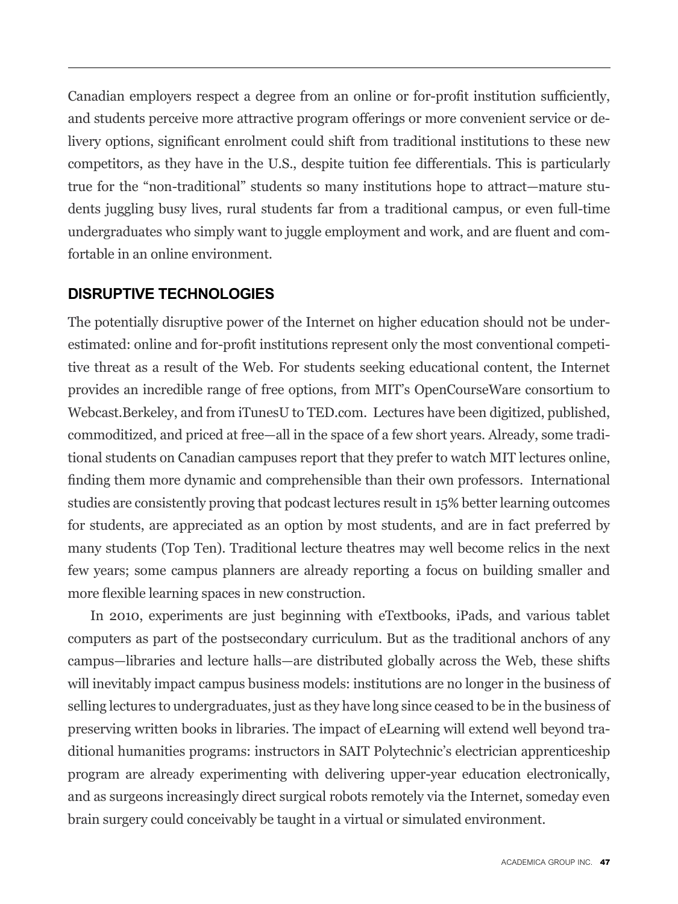Canadian employers respect a degree from an online or for-profit institution sufficiently, and students perceive more attractive program offerings or more convenient service or delivery options, significant enrolment could shift from traditional institutions to these new competitors, as they have in the U.S., despite tuition fee differentials. This is particularly true for the "non-traditional" students so many institutions hope to attract—mature students juggling busy lives, rural students far from a traditional campus, or even full-time undergraduates who simply want to juggle employment and work, and are fluent and comfortable in an online environment.

## DISRUPTIVE TECHNOLOGIES

The potentially disruptive power of the Internet on higher education should not be underestimated: online and for-profit institutions represent only the most conventional competitive threat as a result of the Web. For students seeking educational content, the Internet provides an incredible range of free options, from MIT's OpenCourseWare consortium to Webcast.Berkeley, and from iTunesU to TED.com. Lectures have been digitized, published, commoditized, and priced at free—all in the space of a few short years. Already, some traditional students on Canadian campuses report that they prefer to watch MIT lectures online, finding them more dynamic and comprehensible than their own professors. International studies are consistently proving that podcast lectures result in 15% better learning outcomes for students, are appreciated as an option by most students, and are in fact preferred by many students (Top Ten). Traditional lecture theatres may well become relics in the next few years; some campus planners are already reporting a focus on building smaller and more flexible learning spaces in new construction.

In 2010, experiments are just beginning with eTextbooks, iPads, and various tablet computers as part of the postsecondary curriculum. But as the traditional anchors of any campus—libraries and lecture halls—are distributed globally across the Web, these shifts will inevitably impact campus business models: institutions are no longer in the business of selling lectures to undergraduates, just as they have long since ceased to be in the business of preserving written books in libraries. The impact of eLearning will extend well beyond traditional humanities programs: instructors in SAIT Polytechnic's electrician apprenticeship program are already experimenting with delivering upper-year education electronically, and as surgeons increasingly direct surgical robots remotely via the Internet, someday even brain surgery could conceivably be taught in a virtual or simulated environment.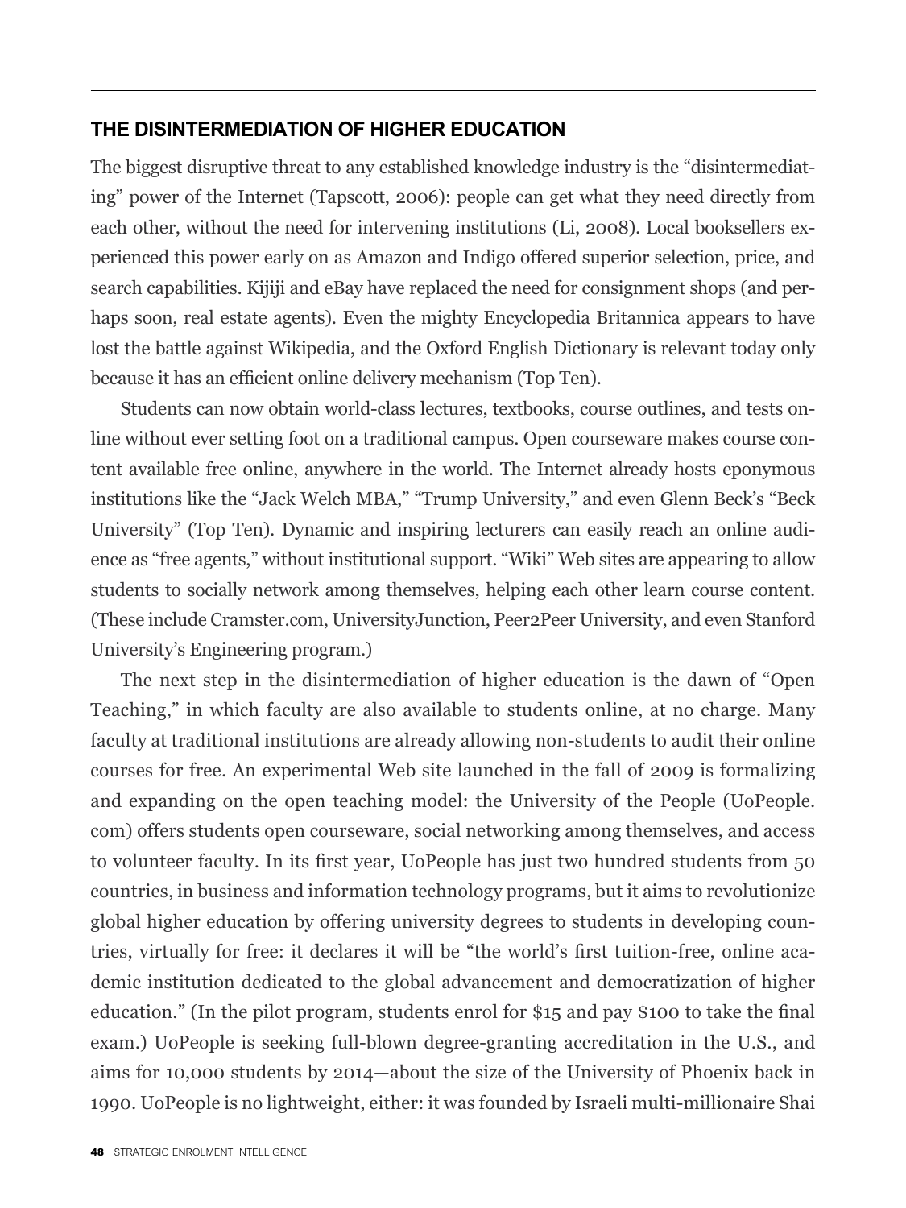## THE DISINTERMEDIATION OF HIGHER EDUCATION

The biggest disruptive threat to any established knowledge industry is the "disintermediating" power of the Internet (Tapscott, 2006): people can get what they need directly from each other, without the need for intervening institutions (Li, 2008). Local booksellers experienced this power early on as Amazon and Indigo offered superior selection, price, and search capabilities. Kijiji and eBay have replaced the need for consignment shops (and perhaps soon, real estate agents). Even the mighty Encyclopedia Britannica appears to have lost the battle against Wikipedia, and the Oxford English Dictionary is relevant today only because it has an efficient online delivery mechanism (Top Ten).

Students can now obtain world-class lectures, textbooks, course outlines, and tests online without ever setting foot on a traditional campus. Open courseware makes course content available free online, anywhere in the world. The Internet already hosts eponymous institutions like the "Jack Welch MBA," "Trump University," and even Glenn Beck's "Beck University" (Top Ten). Dynamic and inspiring lecturers can easily reach an online audience as "free agents," without institutional support. "Wiki" Web sites are appearing to allow students to socially network among themselves, helping each other learn course content. (These include Cramster.com, UniversityJunction, Peer2Peer University, and even Stanford University's Engineering program.)

The next step in the disintermediation of higher education is the dawn of "Open Teaching," in which faculty are also available to students online, at no charge. Many faculty at traditional institutions are already allowing non-students to audit their online courses for free. An experimental Web site launched in the fall of 2009 is formalizing and expanding on the open teaching model: the University of the People (UoPeople.com) offers students open courseware, social networking among themselves, and access to volunteer faculty. In its first year, UoPeople has just two hundred students from 50 countries, in business and information technology programs, but it aims to revolutionize global higher education by offering university degrees to students in developing countries, virtually for free: it declares it will be "the world's first tuition-free, online academic institution dedicated to the global advancement and democratization of higher education." (In the pilot program, students enrol for $15 and pay $100 to take the final exam.) UoPeople is seeking full-blown degree-granting accreditation in the U.S., and aims for 10,000 students by 2014—about the size of the University of Phoenix back in 1990. UoPeople is no lightweight, either: it was founded by Israeli multi-millionaire Shai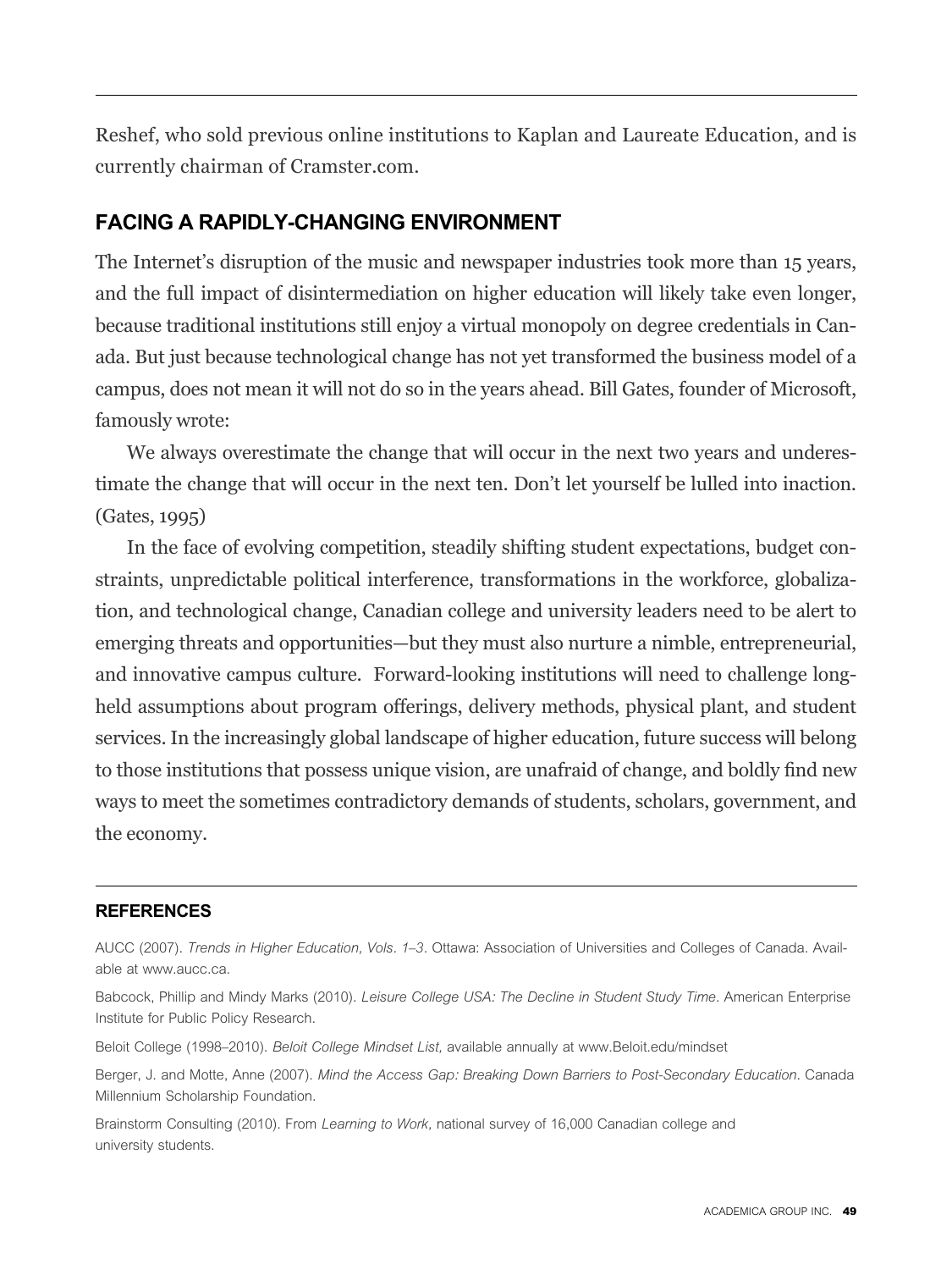Reshef, who sold previous online institutions to Kaplan and Laureate Education, and is currently chairman of Cramster.com.

## FACING A RAPIDLY-CHANGING ENVIRONMENT

The Internet's disruption of the music and newspaper industries took more than 15 years, and the full impact of disintermediation on higher education will likely take even longer, because traditional institutions still enjoy a virtual monopoly on degree credentials in Canada. But just because technological change has not yet transformed the business model of a campus, does not mean it will not do so in the years ahead. Bill Gates, founder of Microsoft, famously wrote:

We always overestimate the change that will occur in the next two years and underestimate the change that will occur in the next ten. Don't let yourself be lulled into inaction. (Gates, 1995)

In the face of evolving competition, steadily shifting student expectations, budget constraints, unpredictable political interference, transformations in the workforce, globalization, and technological change, Canadian college and university leaders need to be alert to emerging threats and opportunities—but they must also nurture a nimble, entrepreneurial, and innovative campus culture. Forward-looking institutions will need to challenge long-held assumptions about program offerings, delivery methods, physical plant, and student services. In the increasingly global landscape of higher education, future success will belong to those institutions that possess unique vision, are unafraid of change, and boldly find new ways to meet the sometimes contradictory demands of students, scholars, government, and the economy.

## REFERENCES

AUCC (2007). *Trends in Higher Education, Vols. 1–3*. Ottawa: Association of Universities and Colleges of Canada. Available at www.aucc.ca.

Babcock, Phillip and Mindy Marks (2010). *Leisure College USA: The Decline in Student Study Time*. American Enterprise Institute for Public Policy Research.

Beloit College (1998–2010). *Beloit College Mindset List,* available annually at www.Beloit.edu/mindset

Berger, J. and Motte, Anne (2007). *Mind the Access Gap: Breaking Down Barriers to Post-Secondary Education*. Canada Millennium Scholarship Foundation.

Brainstorm Consulting (2010). From *Learning to Work,* national survey of 16,000 Canadian college and university students.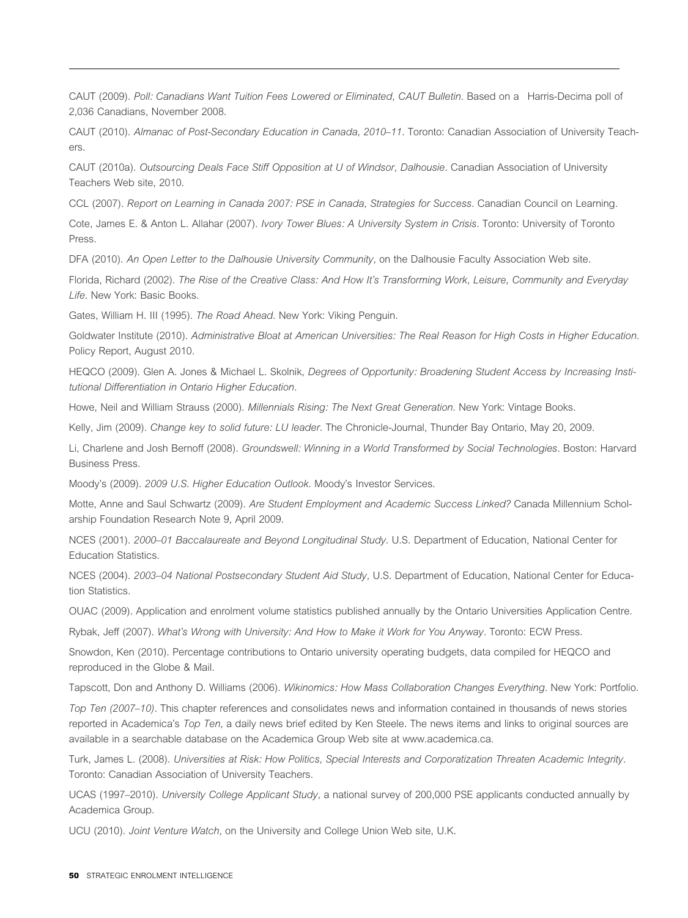CAUT (2009). *Poll: Canadians Want Tuition Fees Lowered or Eliminated, CAUT Bulletin*. Based on a Harris-Decima poll of 2,036 Canadians, November 2008.

CAUT (2010). *Almanac of Post-Secondary Education in Canada, 2010–11*. Toronto: Canadian Association of University Teachers.

CAUT (2010a). *Outsourcing Deals Face Stiff Opposition at U of Windsor, Dalhousie*. Canadian Association of University Teachers Web site, 2010.

CCL (2007). *Report on Learning in Canada 2007: PSE in Canada, Strategies for Success*. Canadian Council on Learning.

Cote, James E. & Anton L. Allahar (2007). *Ivory Tower Blues: A University System in Crisis*. Toronto: University of Toronto Press.

DFA (2010). *An Open Letter to the Dalhousie University Community,* on the Dalhousie Faculty Association Web site.

Florida, Richard (2002). *The Rise of the Creative Class: And How It's Transforming Work, Leisure, Community and Everyday Life*. New York: Basic Books.

Gates, William H. III (1995). *The Road Ahead*. New York: Viking Penguin.

Goldwater Institute (2010). *Administrative Bloat at American Universities: The Real Reason for High Costs in Higher Education*. Policy Report, August 2010.

HEQCO (2009). Glen A. Jones & Michael L. Skolnik, *Degrees of Opportunity: Broadening Student Access by Increasing Institutional Differentiation in Ontario Higher Education*.

Howe, Neil and William Strauss (2000). *Millennials Rising: The Next Great Generation*. New York: Vintage Books.

Kelly, Jim (2009). *Change key to solid future: LU leader*. The Chronicle-Journal, Thunder Bay Ontario, May 20, 2009.

Li, Charlene and Josh Bernoff (2008). *Groundswell: Winning in a World Transformed by Social Technologies*. Boston: Harvard Business Press.

Moody's (2009). *2009 U.S. Higher Education Outlook*. Moody's Investor Services.

Motte, Anne and Saul Schwartz (2009). *Are Student Employment and Academic Success Linked?* Canada Millennium Scholarship Foundation Research Note 9, April 2009.

NCES (2001). *2000–01 Baccalaureate and Beyond Longitudinal Study*. U.S. Department of Education, National Center for Education Statistics.

NCES (2004). *2003–04 National Postsecondary Student Aid Study*, U.S. Department of Education, National Center for Education Statistics.

OUAC (2009). Application and enrolment volume statistics published annually by the Ontario Universities Application Centre.

Rybak, Jeff (2007). *What's Wrong with University: And How to Make it Work for You Anyway*. Toronto: ECW Press.

Snowdon, Ken (2010). Percentage contributions to Ontario university operating budgets, data compiled for HEQCO and reproduced in the Globe & Mail.

Tapscott, Don and Anthony D. Williams (2006). *Wikinomics: How Mass Collaboration Changes Everything*. New York: Portfolio.

*Top Ten (2007–10)*. This chapter references and consolidates news and information contained in thousands of news stories reported in Academica's *Top Ten,* a daily news brief edited by Ken Steele. The news items and links to original sources are available in a searchable database on the Academica Group Web site at www.academica.ca.

Turk, James L. (2008). *Universities at Risk: How Politics, Special Interests and Corporatization Threaten Academic Integrity*. Toronto: Canadian Association of University Teachers.

UCAS (1997–2010). *University College Applicant Study*, a national survey of 200,000 PSE applicants conducted annually by Academica Group.

UCU (2010). *Joint Venture Watch,* on the University and College Union Web site, U.K.